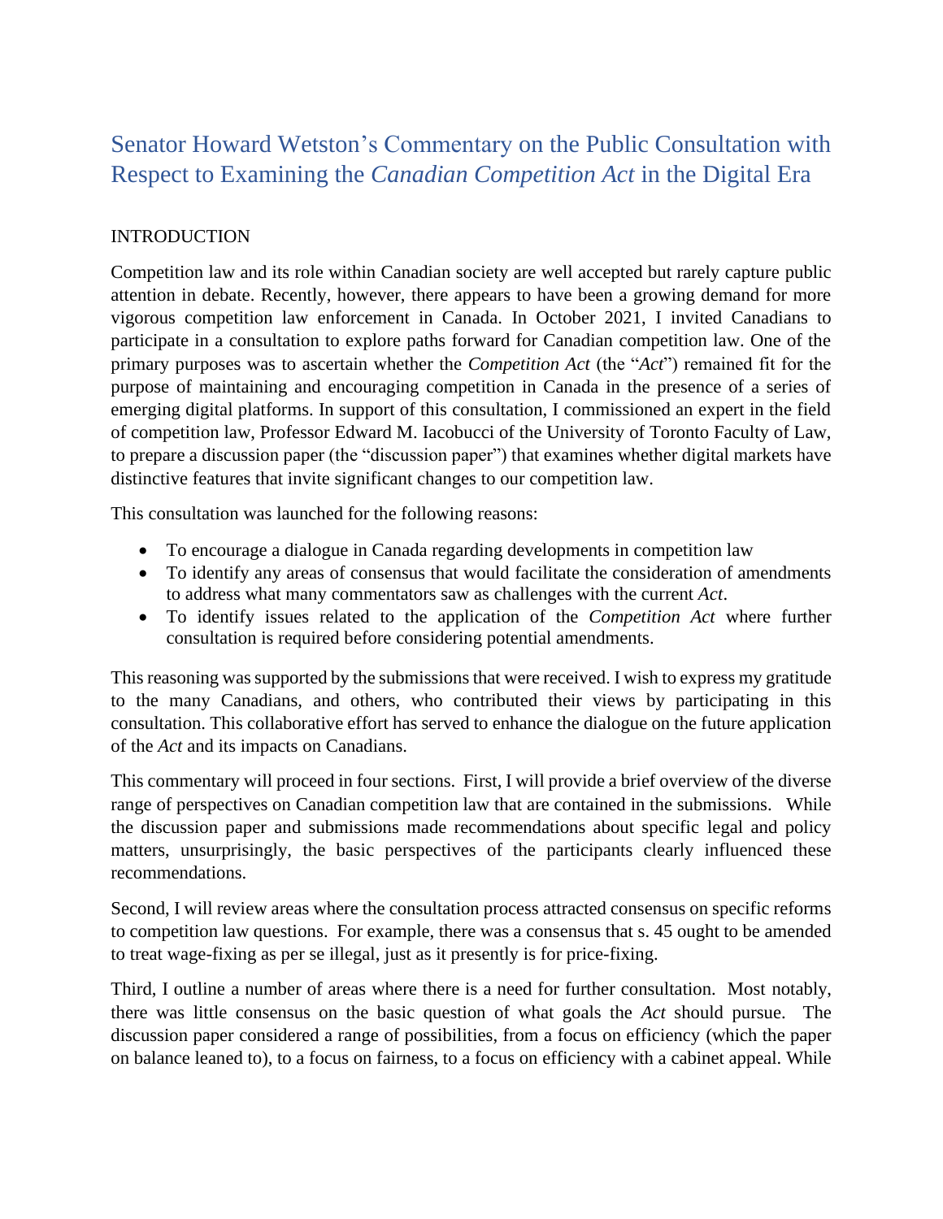# Senator Howard Wetston's Commentary on the Public Consultation with Respect to Examining the *Canadian Competition Act* in the Digital Era

## INTRODUCTION

Competition law and its role within Canadian society are well accepted but rarely capture public attention in debate. Recently, however, there appears to have been a growing demand for more vigorous competition law enforcement in Canada. In October 2021, I invited Canadians to participate in a consultation to explore paths forward for Canadian competition law. One of the primary purposes was to ascertain whether the *Competition Act* (the "*Act*") remained fit for the purpose of maintaining and encouraging competition in Canada in the presence of a series of emerging digital platforms. In support of this consultation, I commissioned an expert in the field of competition law, Professor Edward M. Iacobucci of the University of Toronto Faculty of Law, to prepare a discussion paper (the "discussion paper") that examines whether digital markets have distinctive features that invite significant changes to our competition law.

This consultation was launched for the following reasons:

- To encourage a dialogue in Canada regarding developments in competition law
- To identify any areas of consensus that would facilitate the consideration of amendments to address what many commentators saw as challenges with the current *Act*.
- To identify issues related to the application of the *Competition Act* where further consultation is required before considering potential amendments.

This reasoning was supported by the submissions that were received. I wish to express my gratitude to the many Canadians, and others, who contributed their views by participating in this consultation. This collaborative effort has served to enhance the dialogue on the future application of the *Act* and its impacts on Canadians.

This commentary will proceed in four sections. First, I will provide a brief overview of the diverse range of perspectives on Canadian competition law that are contained in the submissions. While the discussion paper and submissions made recommendations about specific legal and policy matters, unsurprisingly, the basic perspectives of the participants clearly influenced these recommendations.

Second, I will review areas where the consultation process attracted consensus on specific reforms to competition law questions. For example, there was a consensus that s. 45 ought to be amended to treat wage-fixing as per se illegal, just as it presently is for price-fixing.

Third, I outline a number of areas where there is a need for further consultation. Most notably, there was little consensus on the basic question of what goals the *Act* should pursue. The discussion paper considered a range of possibilities, from a focus on efficiency (which the paper on balance leaned to), to a focus on fairness, to a focus on efficiency with a cabinet appeal. While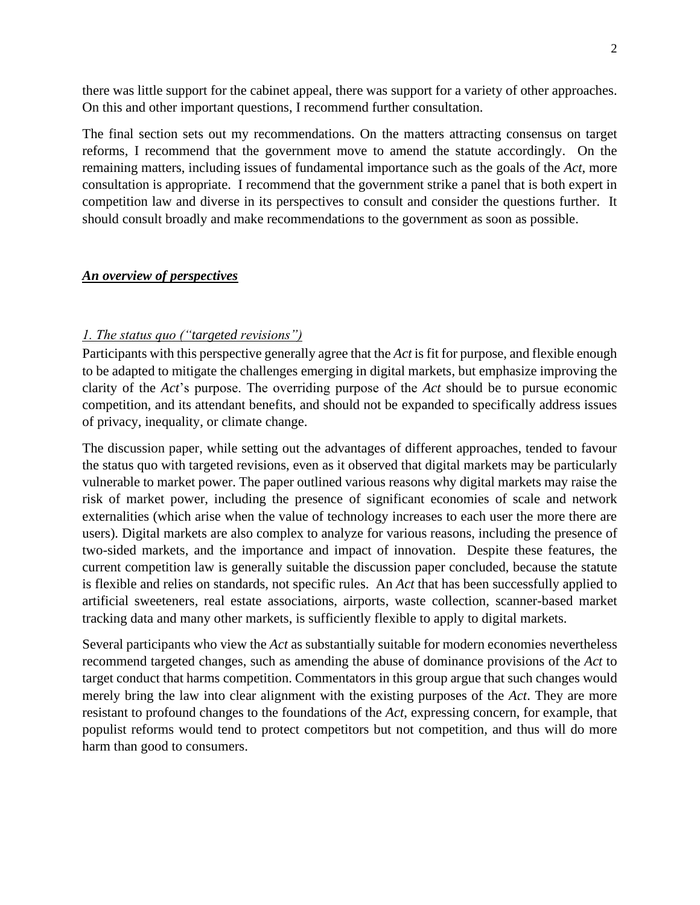there was little support for the cabinet appeal, there was support for a variety of other approaches. On this and other important questions, I recommend further consultation.

The final section sets out my recommendations. On the matters attracting consensus on target reforms, I recommend that the government move to amend the statute accordingly. On the remaining matters, including issues of fundamental importance such as the goals of the *Act*, more consultation is appropriate. I recommend that the government strike a panel that is both expert in competition law and diverse in its perspectives to consult and consider the questions further. It should consult broadly and make recommendations to the government as soon as possible.

## ***An overview of perspectives***

### *1. The status quo ("targeted revisions")*

Participants with this perspective generally agree that the *Act* is fit for purpose, and flexible enough to be adapted to mitigate the challenges emerging in digital markets, but emphasize improving the clarity of the *Act*'s purpose. The overriding purpose of the *Act* should be to pursue economic competition, and its attendant benefits, and should not be expanded to specifically address issues of privacy, inequality, or climate change.

The discussion paper, while setting out the advantages of different approaches, tended to favour the status quo with targeted revisions, even as it observed that digital markets may be particularly vulnerable to market power. The paper outlined various reasons why digital markets may raise the risk of market power, including the presence of significant economies of scale and network externalities (which arise when the value of technology increases to each user the more there are users). Digital markets are also complex to analyze for various reasons, including the presence of two-sided markets, and the importance and impact of innovation. Despite these features, the current competition law is generally suitable the discussion paper concluded, because the statute is flexible and relies on standards, not specific rules. An *Act* that has been successfully applied to artificial sweeteners, real estate associations, airports, waste collection, scanner-based market tracking data and many other markets, is sufficiently flexible to apply to digital markets.

Several participants who view the *Act* as substantially suitable for modern economies nevertheless recommend targeted changes, such as amending the abuse of dominance provisions of the *Act* to target conduct that harms competition. Commentators in this group argue that such changes would merely bring the law into clear alignment with the existing purposes of the *Act*. They are more resistant to profound changes to the foundations of the *Act*, expressing concern, for example, that populist reforms would tend to protect competitors but not competition, and thus will do more harm than good to consumers.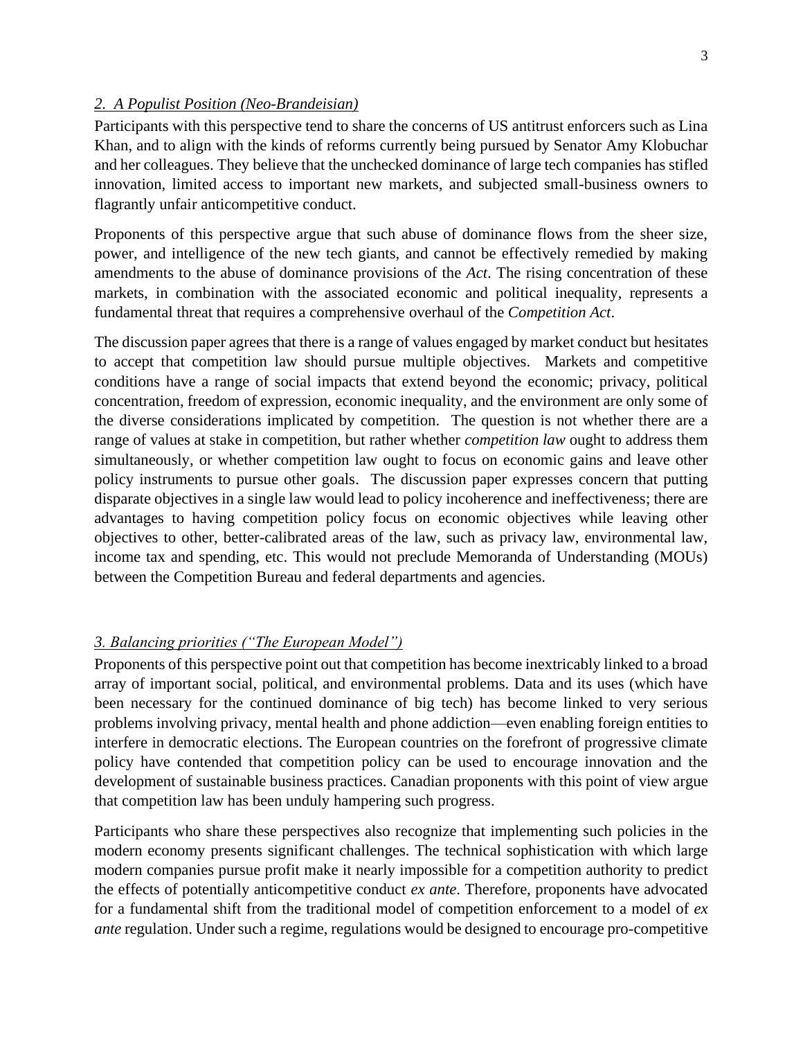*2. A Populist Position (Neo-Brandeisian)*

Participants with this perspective tend to share the concerns of US antitrust enforcers such as Lina Khan, and to align with the kinds of reforms currently being pursued by Senator Amy Klobuchar and her colleagues. They believe that the unchecked dominance of large tech companies has stifled innovation, limited access to important new markets, and subjected small-business owners to flagrantly unfair anticompetitive conduct.

Proponents of this perspective argue that such abuse of dominance flows from the sheer size, power, and intelligence of the new tech giants, and cannot be effectively remedied by making amendments to the abuse of dominance provisions of the *Act*. The rising concentration of these markets, in combination with the associated economic and political inequality, represents a fundamental threat that requires a comprehensive overhaul of the *Competition Act*.

The discussion paper agrees that there is a range of values engaged by market conduct but hesitates to accept that competition law should pursue multiple objectives. Markets and competitive conditions have a range of social impacts that extend beyond the economic; privacy, political concentration, freedom of expression, economic inequality, and the environment are only some of the diverse considerations implicated by competition. The question is not whether there are a range of values at stake in competition, but rather whether *competition law* ought to address them simultaneously, or whether competition law ought to focus on economic gains and leave other policy instruments to pursue other goals. The discussion paper expresses concern that putting disparate objectives in a single law would lead to policy incoherence and ineffectiveness; there are advantages to having competition policy focus on economic objectives while leaving other objectives to other, better-calibrated areas of the law, such as privacy law, environmental law, income tax and spending, etc. This would not preclude Memoranda of Understanding (MOUs) between the Competition Bureau and federal departments and agencies.

*3. Balancing priorities ("The European Model")*

Proponents of this perspective point out that competition has become inextricably linked to a broad array of important social, political, and environmental problems. Data and its uses (which have been necessary for the continued dominance of big tech) has become linked to very serious problems involving privacy, mental health and phone addiction—even enabling foreign entities to interfere in democratic elections. The European countries on the forefront of progressive climate policy have contended that competition policy can be used to encourage innovation and the development of sustainable business practices. Canadian proponents with this point of view argue that competition law has been unduly hampering such progress.

Participants who share these perspectives also recognize that implementing such policies in the modern economy presents significant challenges. The technical sophistication with which large modern companies pursue profit make it nearly impossible for a competition authority to predict the effects of potentially anticompetitive conduct *ex ante*. Therefore, proponents have advocated for a fundamental shift from the traditional model of competition enforcement to a model of *ex ante* regulation. Under such a regime, regulations would be designed to encourage pro-competitive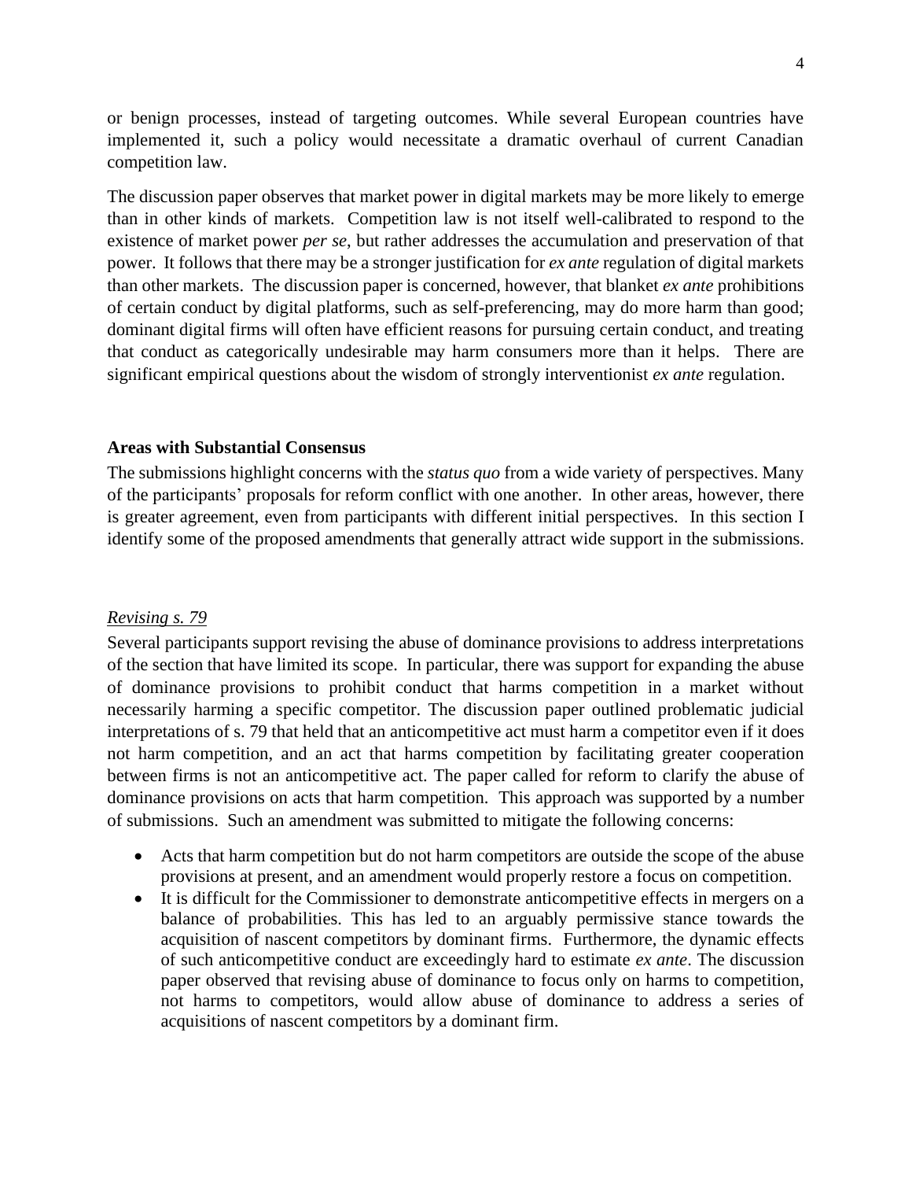or benign processes, instead of targeting outcomes. While several European countries have implemented it, such a policy would necessitate a dramatic overhaul of current Canadian competition law.

The discussion paper observes that market power in digital markets may be more likely to emerge than in other kinds of markets. Competition law is not itself well-calibrated to respond to the existence of market power *per se*, but rather addresses the accumulation and preservation of that power. It follows that there may be a stronger justification for *ex ante* regulation of digital markets than other markets. The discussion paper is concerned, however, that blanket *ex ante* prohibitions of certain conduct by digital platforms, such as self-preferencing, may do more harm than good; dominant digital firms will often have efficient reasons for pursuing certain conduct, and treating that conduct as categorically undesirable may harm consumers more than it helps. There are significant empirical questions about the wisdom of strongly interventionist *ex ante* regulation.

### Areas with Substantial Consensus

The submissions highlight concerns with the *status quo* from a wide variety of perspectives. Many of the participants' proposals for reform conflict with one another. In other areas, however, there is greater agreement, even from participants with different initial perspectives. In this section I identify some of the proposed amendments that generally attract wide support in the submissions.

#### *Revising s. 79*

Several participants support revising the abuse of dominance provisions to address interpretations of the section that have limited its scope. In particular, there was support for expanding the abuse of dominance provisions to prohibit conduct that harms competition in a market without necessarily harming a specific competitor. The discussion paper outlined problematic judicial interpretations of s. 79 that held that an anticompetitive act must harm a competitor even if it does not harm competition, and an act that harms competition by facilitating greater cooperation between firms is not an anticompetitive act. The paper called for reform to clarify the abuse of dominance provisions on acts that harm competition. This approach was supported by a number of submissions. Such an amendment was submitted to mitigate the following concerns:

- Acts that harm competition but do not harm competitors are outside the scope of the abuse provisions at present, and an amendment would properly restore a focus on competition.
- It is difficult for the Commissioner to demonstrate anticompetitive effects in mergers on a balance of probabilities. This has led to an arguably permissive stance towards the acquisition of nascent competitors by dominant firms. Furthermore, the dynamic effects of such anticompetitive conduct are exceedingly hard to estimate *ex ante*. The discussion paper observed that revising abuse of dominance to focus only on harms to competition, not harms to competitors, would allow abuse of dominance to address a series of acquisitions of nascent competitors by a dominant firm.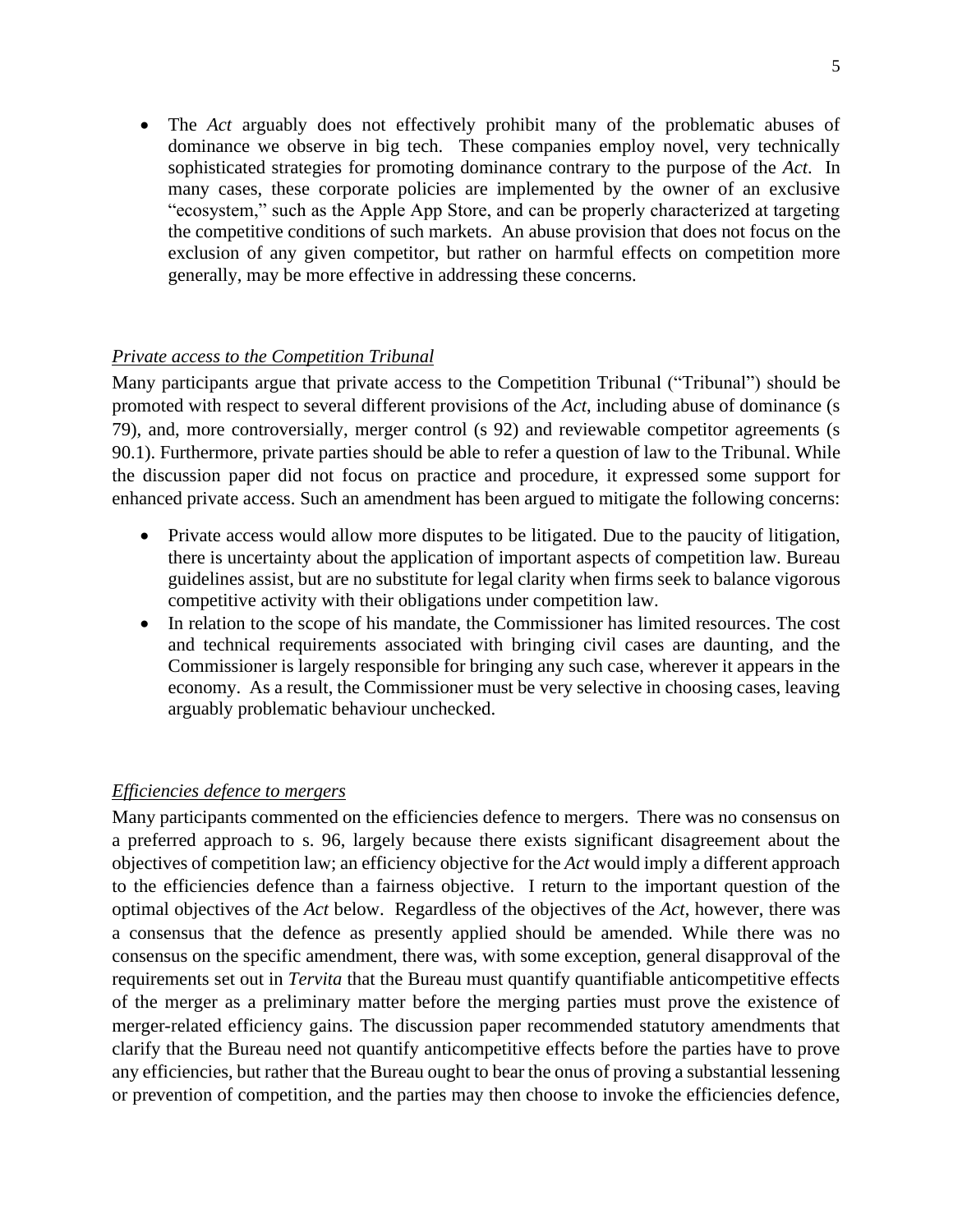- The *Act* arguably does not effectively prohibit many of the problematic abuses of dominance we observe in big tech. These companies employ novel, very technically sophisticated strategies for promoting dominance contrary to the purpose of the *Act*. In many cases, these corporate policies are implemented by the owner of an exclusive "ecosystem," such as the Apple App Store, and can be properly characterized at targeting the competitive conditions of such markets. An abuse provision that does not focus on the exclusion of any given competitor, but rather on harmful effects on competition more generally, may be more effective in addressing these concerns.

*Private access to the Competition Tribunal*

Many participants argue that private access to the Competition Tribunal ("Tribunal") should be promoted with respect to several different provisions of the *Act*, including abuse of dominance (s 79), and, more controversially, merger control (s 92) and reviewable competitor agreements (s 90.1). Furthermore, private parties should be able to refer a question of law to the Tribunal. While the discussion paper did not focus on practice and procedure, it expressed some support for enhanced private access. Such an amendment has been argued to mitigate the following concerns:

- Private access would allow more disputes to be litigated. Due to the paucity of litigation, there is uncertainty about the application of important aspects of competition law. Bureau guidelines assist, but are no substitute for legal clarity when firms seek to balance vigorous competitive activity with their obligations under competition law.
- In relation to the scope of his mandate, the Commissioner has limited resources. The cost and technical requirements associated with bringing civil cases are daunting, and the Commissioner is largely responsible for bringing any such case, wherever it appears in the economy. As a result, the Commissioner must be very selective in choosing cases, leaving arguably problematic behaviour unchecked.

*Efficiencies defence to mergers*

Many participants commented on the efficiencies defence to mergers. There was no consensus on a preferred approach to s. 96, largely because there exists significant disagreement about the objectives of competition law; an efficiency objective for the *Act* would imply a different approach to the efficiencies defence than a fairness objective. I return to the important question of the optimal objectives of the *Act* below. Regardless of the objectives of the *Act*, however, there was a consensus that the defence as presently applied should be amended. While there was no consensus on the specific amendment, there was, with some exception, general disapproval of the requirements set out in *Tervita* that the Bureau must quantify quantifiable anticompetitive effects of the merger as a preliminary matter before the merging parties must prove the existence of merger-related efficiency gains. The discussion paper recommended statutory amendments that clarify that the Bureau need not quantify anticompetitive effects before the parties have to prove any efficiencies, but rather that the Bureau ought to bear the onus of proving a substantial lessening or prevention of competition, and the parties may then choose to invoke the efficiencies defence,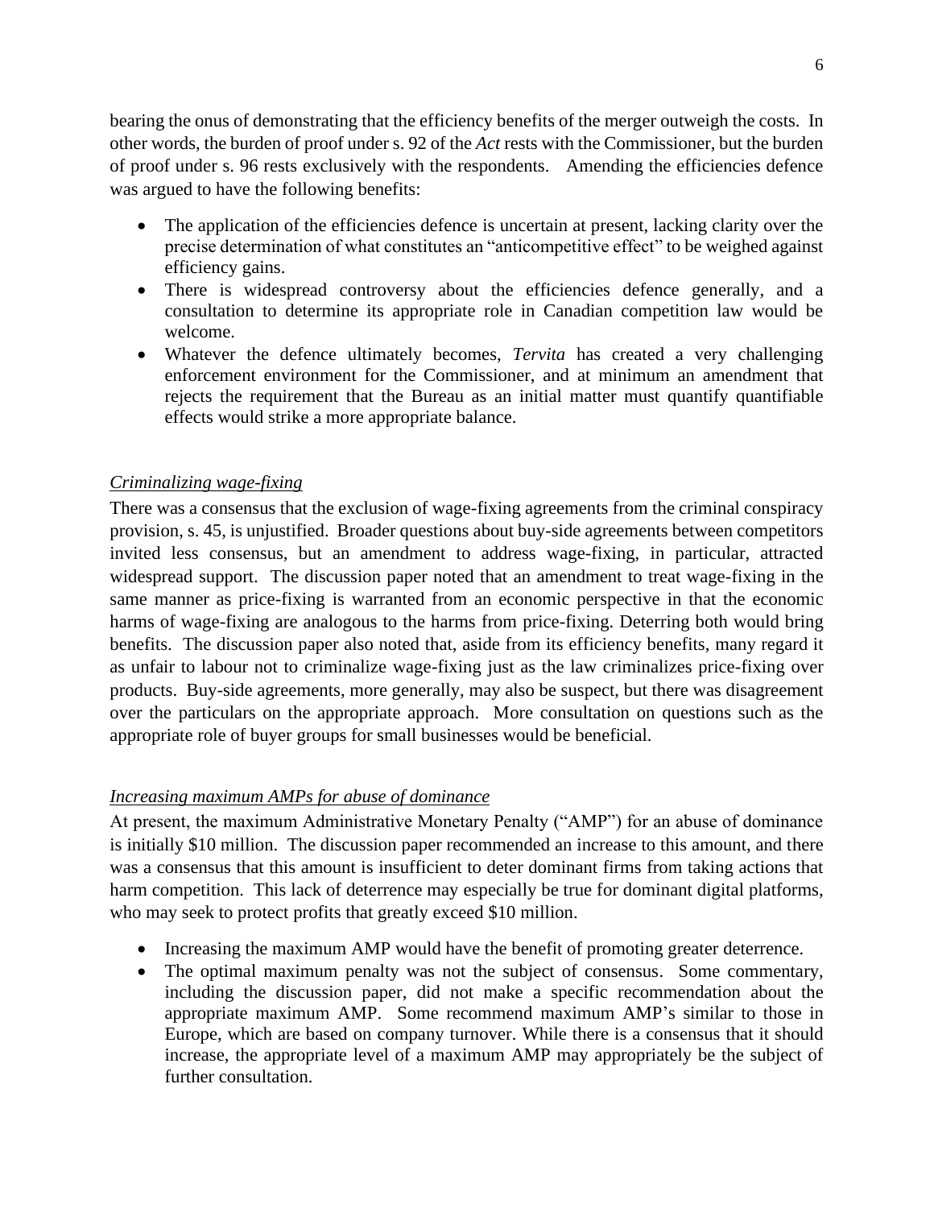bearing the onus of demonstrating that the efficiency benefits of the merger outweigh the costs. In other words, the burden of proof under s. 92 of the *Act* rests with the Commissioner, but the burden of proof under s. 96 rests exclusively with the respondents. Amending the efficiencies defence was argued to have the following benefits:

- The application of the efficiencies defence is uncertain at present, lacking clarity over the precise determination of what constitutes an "anticompetitive effect" to be weighed against efficiency gains.
- There is widespread controversy about the efficiencies defence generally, and a consultation to determine its appropriate role in Canadian competition law would be welcome.
- Whatever the defence ultimately becomes, *Tervita* has created a very challenging enforcement environment for the Commissioner, and at minimum an amendment that rejects the requirement that the Bureau as an initial matter must quantify quantifiable effects would strike a more appropriate balance.

### *Criminalizing wage-fixing*

There was a consensus that the exclusion of wage-fixing agreements from the criminal conspiracy provision, s. 45, is unjustified. Broader questions about buy-side agreements between competitors invited less consensus, but an amendment to address wage-fixing, in particular, attracted widespread support. The discussion paper noted that an amendment to treat wage-fixing in the same manner as price-fixing is warranted from an economic perspective in that the economic harms of wage-fixing are analogous to the harms from price-fixing. Deterring both would bring benefits. The discussion paper also noted that, aside from its efficiency benefits, many regard it as unfair to labour not to criminalize wage-fixing just as the law criminalizes price-fixing over products. Buy-side agreements, more generally, may also be suspect, but there was disagreement over the particulars on the appropriate approach. More consultation on questions such as the appropriate role of buyer groups for small businesses would be beneficial.

### *Increasing maximum AMPs for abuse of dominance*

At present, the maximum Administrative Monetary Penalty ("AMP") for an abuse of dominance is initially $10 million. The discussion paper recommended an increase to this amount, and there was a consensus that this amount is insufficient to deter dominant firms from taking actions that harm competition. This lack of deterrence may especially be true for dominant digital platforms, who may seek to protect profits that greatly exceed $10 million.

- Increasing the maximum AMP would have the benefit of promoting greater deterrence.
- The optimal maximum penalty was not the subject of consensus. Some commentary, including the discussion paper, did not make a specific recommendation about the appropriate maximum AMP. Some recommend maximum AMP's similar to those in Europe, which are based on company turnover. While there is a consensus that it should increase, the appropriate level of a maximum AMP may appropriately be the subject of further consultation.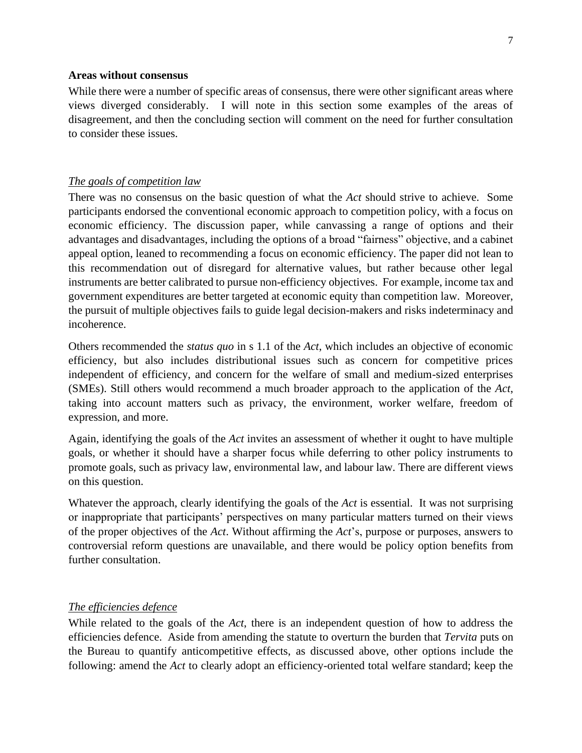**Areas without consensus**

While there were a number of specific areas of consensus, there were other significant areas where views diverged considerably. I will note in this section some examples of the areas of disagreement, and then the concluding section will comment on the need for further consultation to consider these issues.

*The goals of competition law*

There was no consensus on the basic question of what the *Act* should strive to achieve. Some participants endorsed the conventional economic approach to competition policy, with a focus on economic efficiency. The discussion paper, while canvassing a range of options and their advantages and disadvantages, including the options of a broad "fairness" objective, and a cabinet appeal option, leaned to recommending a focus on economic efficiency. The paper did not lean to this recommendation out of disregard for alternative values, but rather because other legal instruments are better calibrated to pursue non-efficiency objectives. For example, income tax and government expenditures are better targeted at economic equity than competition law. Moreover, the pursuit of multiple objectives fails to guide legal decision-makers and risks indeterminacy and incoherence.

Others recommended the *status quo* in s 1.1 of the *Act*, which includes an objective of economic efficiency, but also includes distributional issues such as concern for competitive prices independent of efficiency, and concern for the welfare of small and medium-sized enterprises (SMEs). Still others would recommend a much broader approach to the application of the *Act*, taking into account matters such as privacy, the environment, worker welfare, freedom of expression, and more.

Again, identifying the goals of the *Act* invites an assessment of whether it ought to have multiple goals, or whether it should have a sharper focus while deferring to other policy instruments to promote goals, such as privacy law, environmental law, and labour law. There are different views on this question.

Whatever the approach, clearly identifying the goals of the *Act* is essential. It was not surprising or inappropriate that participants' perspectives on many particular matters turned on their views of the proper objectives of the *Act*. Without affirming the *Act*'s, purpose or purposes, answers to controversial reform questions are unavailable, and there would be policy option benefits from further consultation.

*The efficiencies defence*

While related to the goals of the *Act*, there is an independent question of how to address the efficiencies defence. Aside from amending the statute to overturn the burden that *Tervita* puts on the Bureau to quantify anticompetitive effects, as discussed above, other options include the following: amend the *Act* to clearly adopt an efficiency-oriented total welfare standard; keep the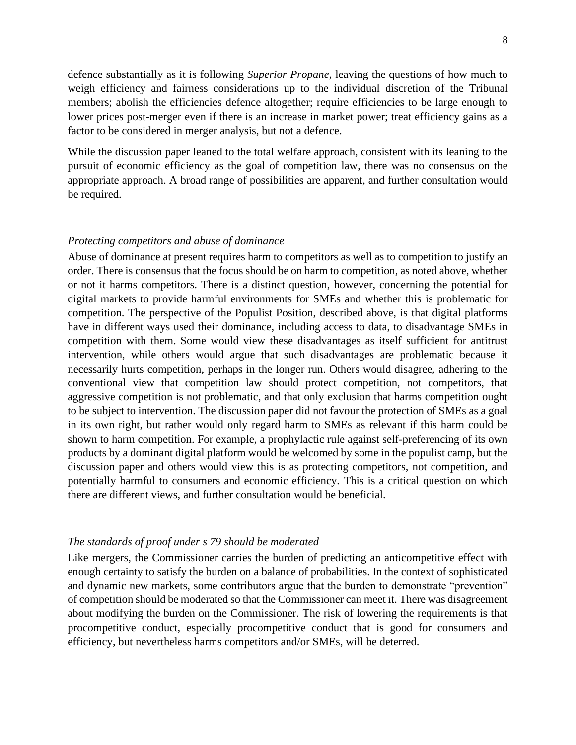defence substantially as it is following *Superior Propane*, leaving the questions of how much to weigh efficiency and fairness considerations up to the individual discretion of the Tribunal members; abolish the efficiencies defence altogether; require efficiencies to be large enough to lower prices post-merger even if there is an increase in market power; treat efficiency gains as a factor to be considered in merger analysis, but not a defence.

While the discussion paper leaned to the total welfare approach, consistent with its leaning to the pursuit of economic efficiency as the goal of competition law, there was no consensus on the appropriate approach. A broad range of possibilities are apparent, and further consultation would be required.

<u>*Protecting competitors and abuse of dominance*</u>

Abuse of dominance at present requires harm to competitors as well as to competition to justify an order. There is consensus that the focus should be on harm to competition, as noted above, whether or not it harms competitors. There is a distinct question, however, concerning the potential for digital markets to provide harmful environments for SMEs and whether this is problematic for competition. The perspective of the Populist Position, described above, is that digital platforms have in different ways used their dominance, including access to data, to disadvantage SMEs in competition with them. Some would view these disadvantages as itself sufficient for antitrust intervention, while others would argue that such disadvantages are problematic because it necessarily hurts competition, perhaps in the longer run. Others would disagree, adhering to the conventional view that competition law should protect competition, not competitors, that aggressive competition is not problematic, and that only exclusion that harms competition ought to be subject to intervention. The discussion paper did not favour the protection of SMEs as a goal in its own right, but rather would only regard harm to SMEs as relevant if this harm could be shown to harm competition. For example, a prophylactic rule against self-preferencing of its own products by a dominant digital platform would be welcomed by some in the populist camp, but the discussion paper and others would view this is as protecting competitors, not competition, and potentially harmful to consumers and economic efficiency. This is a critical question on which there are different views, and further consultation would be beneficial.

<u>*The standards of proof under s 79 should be moderated*</u>

Like mergers, the Commissioner carries the burden of predicting an anticompetitive effect with enough certainty to satisfy the burden on a balance of probabilities. In the context of sophisticated and dynamic new markets, some contributors argue that the burden to demonstrate "prevention" of competition should be moderated so that the Commissioner can meet it. There was disagreement about modifying the burden on the Commissioner. The risk of lowering the requirements is that procompetitive conduct, especially procompetitive conduct that is good for consumers and efficiency, but nevertheless harms competitors and/or SMEs, will be deterred.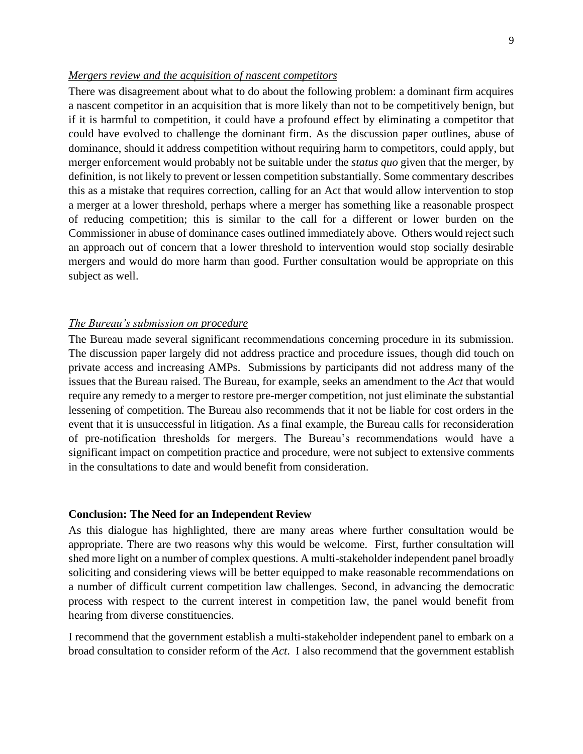*Mergers review and the acquisition of nascent competitors*

There was disagreement about what to do about the following problem: a dominant firm acquires a nascent competitor in an acquisition that is more likely than not to be competitively benign, but if it is harmful to competition, it could have a profound effect by eliminating a competitor that could have evolved to challenge the dominant firm. As the discussion paper outlines, abuse of dominance, should it address competition without requiring harm to competitors, could apply, but merger enforcement would probably not be suitable under the *status quo* given that the merger, by definition, is not likely to prevent or lessen competition substantially. Some commentary describes this as a mistake that requires correction, calling for an Act that would allow intervention to stop a merger at a lower threshold, perhaps where a merger has something like a reasonable prospect of reducing competition; this is similar to the call for a different or lower burden on the Commissioner in abuse of dominance cases outlined immediately above. Others would reject such an approach out of concern that a lower threshold to intervention would stop socially desirable mergers and would do more harm than good. Further consultation would be appropriate on this subject as well.

*The Bureau's submission on procedure*

The Bureau made several significant recommendations concerning procedure in its submission. The discussion paper largely did not address practice and procedure issues, though did touch on private access and increasing AMPs. Submissions by participants did not address many of the issues that the Bureau raised. The Bureau, for example, seeks an amendment to the *Act* that would require any remedy to a merger to restore pre-merger competition, not just eliminate the substantial lessening of competition. The Bureau also recommends that it not be liable for cost orders in the event that it is unsuccessful in litigation. As a final example, the Bureau calls for reconsideration of pre-notification thresholds for mergers. The Bureau's recommendations would have a significant impact on competition practice and procedure, were not subject to extensive comments in the consultations to date and would benefit from consideration.

**Conclusion: The Need for an Independent Review**

As this dialogue has highlighted, there are many areas where further consultation would be appropriate. There are two reasons why this would be welcome. First, further consultation will shed more light on a number of complex questions. A multi-stakeholder independent panel broadly soliciting and considering views will be better equipped to make reasonable recommendations on a number of difficult current competition law challenges. Second, in advancing the democratic process with respect to the current interest in competition law, the panel would benefit from hearing from diverse constituencies.

I recommend that the government establish a multi-stakeholder independent panel to embark on a broad consultation to consider reform of the *Act*. I also recommend that the government establish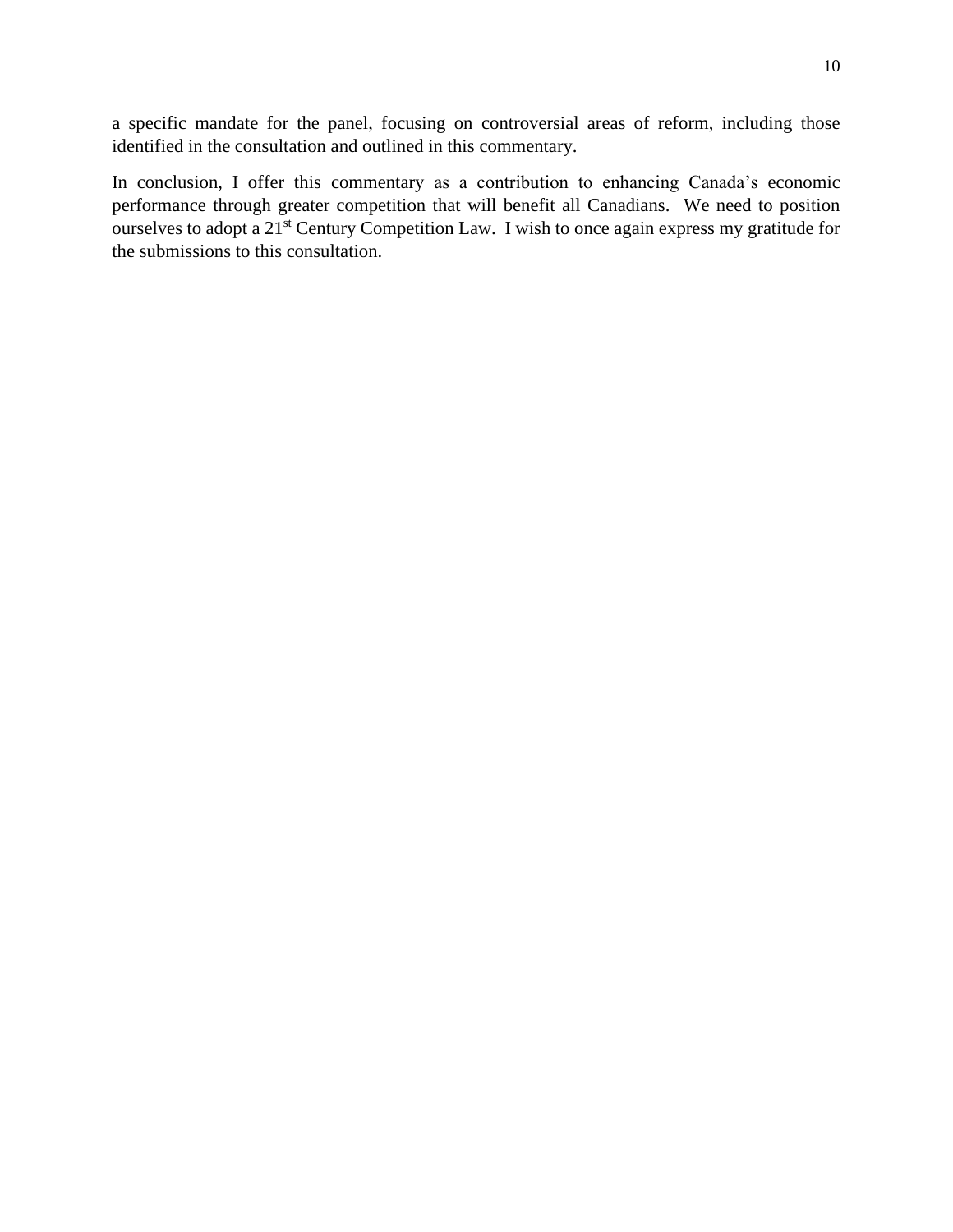a specific mandate for the panel, focusing on controversial areas of reform, including those identified in the consultation and outlined in this commentary.

In conclusion, I offer this commentary as a contribution to enhancing Canada's economic performance through greater competition that will benefit all Canadians. We need to position ourselves to adopt a 21st Century Competition Law. I wish to once again express my gratitude for the submissions to this consultation.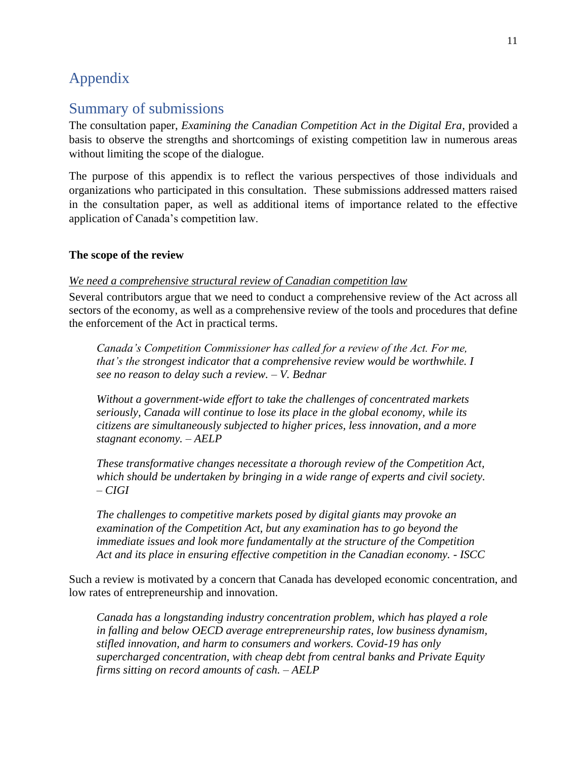# Appendix

## Summary of submissions

The consultation paper, *Examining the Canadian Competition Act in the Digital Era*, provided a basis to observe the strengths and shortcomings of existing competition law in numerous areas without limiting the scope of the dialogue.

The purpose of this appendix is to reflect the various perspectives of those individuals and organizations who participated in this consultation. These submissions addressed matters raised in the consultation paper, as well as additional items of importance related to the effective application of Canada's competition law.

**The scope of the review**

<u>*We need a comprehensive structural review of Canadian competition law*</u>

Several contributors argue that we need to conduct a comprehensive review of the Act across all sectors of the economy, as well as a comprehensive review of the tools and procedures that define the enforcement of the Act in practical terms.

> *Canada's Competition Commissioner has called for a review of the Act. For me, that's the strongest indicator that a comprehensive review would be worthwhile. I see no reason to delay such a review. – V. Bednar*

> *Without a government-wide effort to take the challenges of concentrated markets seriously, Canada will continue to lose its place in the global economy, while its citizens are simultaneously subjected to higher prices, less innovation, and a more stagnant economy. – AELP*

> *These transformative changes necessitate a thorough review of the Competition Act, which should be undertaken by bringing in a wide range of experts and civil society. – CIGI*

> *The challenges to competitive markets posed by digital giants may provoke an examination of the Competition Act, but any examination has to go beyond the immediate issues and look more fundamentally at the structure of the Competition Act and its place in ensuring effective competition in the Canadian economy. - ISCC*

Such a review is motivated by a concern that Canada has developed economic concentration, and low rates of entrepreneurship and innovation.

> *Canada has a longstanding industry concentration problem, which has played a role in falling and below OECD average entrepreneurship rates, low business dynamism, stifled innovation, and harm to consumers and workers. Covid-19 has only supercharged concentration, with cheap debt from central banks and Private Equity firms sitting on record amounts of cash. – AELP*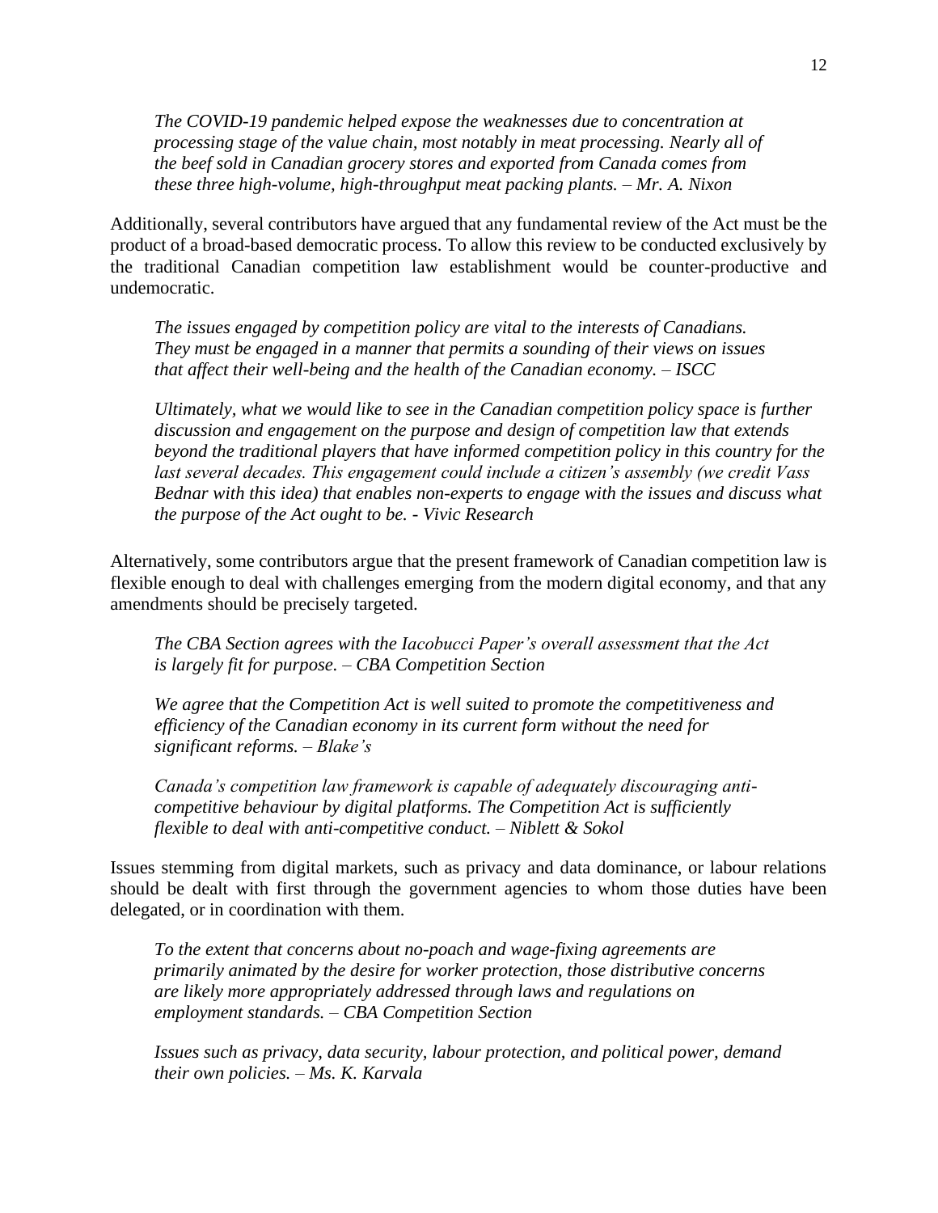*The COVID-19 pandemic helped expose the weaknesses due to concentration at processing stage of the value chain, most notably in meat processing. Nearly all of the beef sold in Canadian grocery stores and exported from Canada comes from these three high-volume, high-throughput meat packing plants. – Mr. A. Nixon*

Additionally, several contributors have argued that any fundamental review of the Act must be the product of a broad-based democratic process. To allow this review to be conducted exclusively by the traditional Canadian competition law establishment would be counter-productive and undemocratic.

*The issues engaged by competition policy are vital to the interests of Canadians. They must be engaged in a manner that permits a sounding of their views on issues that affect their well-being and the health of the Canadian economy. – ISCC*

*Ultimately, what we would like to see in the Canadian competition policy space is further discussion and engagement on the purpose and design of competition law that extends beyond the traditional players that have informed competition policy in this country for the last several decades. This engagement could include a citizen's assembly (we credit Vass Bednar with this idea) that enables non-experts to engage with the issues and discuss what the purpose of the Act ought to be. - Vivic Research*

Alternatively, some contributors argue that the present framework of Canadian competition law is flexible enough to deal with challenges emerging from the modern digital economy, and that any amendments should be precisely targeted.

*The CBA Section agrees with the Iacobucci Paper's overall assessment that the Act is largely fit for purpose. – CBA Competition Section*

*We agree that the Competition Act is well suited to promote the competitiveness and efficiency of the Canadian economy in its current form without the need for significant reforms. – Blake's*

*Canada's competition law framework is capable of adequately discouraging anti-competitive behaviour by digital platforms. The Competition Act is sufficiently flexible to deal with anti-competitive conduct. – Niblett & Sokol*

Issues stemming from digital markets, such as privacy and data dominance, or labour relations should be dealt with first through the government agencies to whom those duties have been delegated, or in coordination with them.

*To the extent that concerns about no-poach and wage-fixing agreements are primarily animated by the desire for worker protection, those distributive concerns are likely more appropriately addressed through laws and regulations on employment standards. – CBA Competition Section*

*Issues such as privacy, data security, labour protection, and political power, demand their own policies. – Ms. K. Karvala*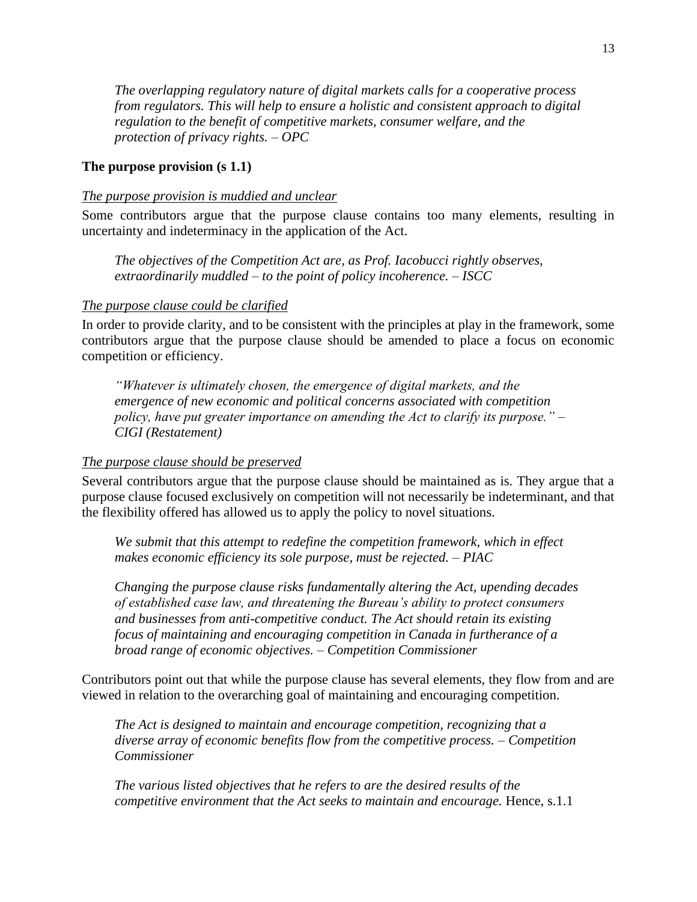*The overlapping regulatory nature of digital markets calls for a cooperative process from regulators. This will help to ensure a holistic and consistent approach to digital regulation to the benefit of competitive markets, consumer welfare, and the protection of privacy rights. – OPC*

### The purpose provision (s 1.1)

#### *The purpose provision is muddied and unclear*

Some contributors argue that the purpose clause contains too many elements, resulting in uncertainty and indeterminacy in the application of the Act.

> *The objectives of the Competition Act are, as Prof. Iacobucci rightly observes, extraordinarily muddled – to the point of policy incoherence. – ISCC*

#### *The purpose clause could be clarified*

In order to provide clarity, and to be consistent with the principles at play in the framework, some contributors argue that the purpose clause should be amended to place a focus on economic competition or efficiency.

> *"Whatever is ultimately chosen, the emergence of digital markets, and the emergence of new economic and political concerns associated with competition policy, have put greater importance on amending the Act to clarify its purpose." – CIGI (Restatement)*

#### *The purpose clause should be preserved*

Several contributors argue that the purpose clause should be maintained as is. They argue that a purpose clause focused exclusively on competition will not necessarily be indeterminant, and that the flexibility offered has allowed us to apply the policy to novel situations.

> *We submit that this attempt to redefine the competition framework, which in effect makes economic efficiency its sole purpose, must be rejected. – PIAC*

> *Changing the purpose clause risks fundamentally altering the Act, upending decades of established case law, and threatening the Bureau's ability to protect consumers and businesses from anti-competitive conduct. The Act should retain its existing focus of maintaining and encouraging competition in Canada in furtherance of a broad range of economic objectives. – Competition Commissioner*

Contributors point out that while the purpose clause has several elements, they flow from and are viewed in relation to the overarching goal of maintaining and encouraging competition.

> *The Act is designed to maintain and encourage competition, recognizing that a diverse array of economic benefits flow from the competitive process. – Competition Commissioner*

> *The various listed objectives that he refers to are the desired results of the competitive environment that the Act seeks to maintain and encourage.* Hence, s.1.1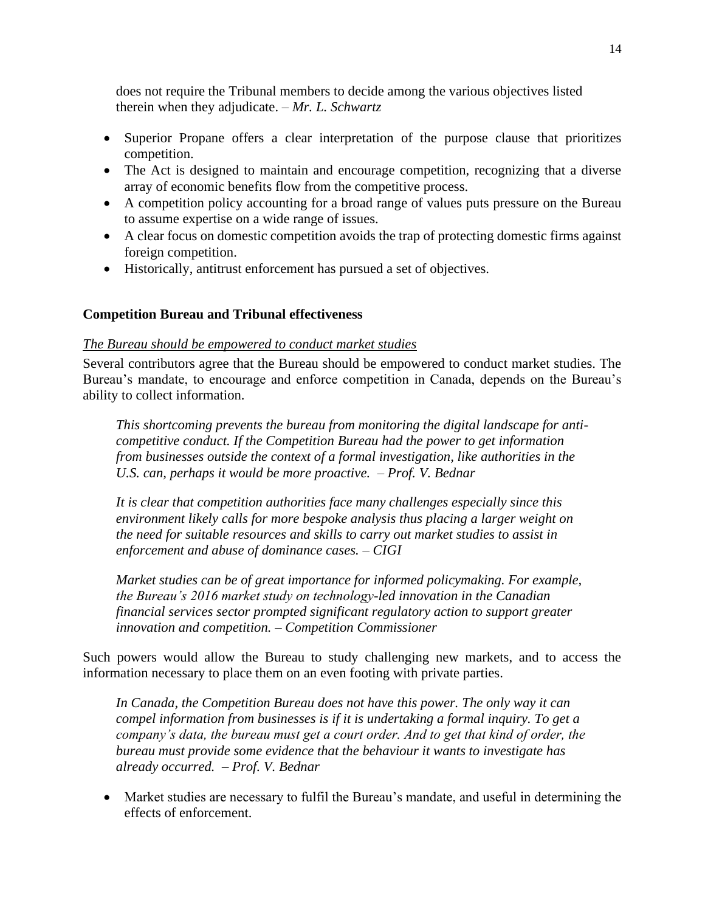> does not require the Tribunal members to decide among the various objectives listed therein when they adjudicate. – *Mr. L. Schwartz*

- Superior Propane offers a clear interpretation of the purpose clause that prioritizes competition.
- The Act is designed to maintain and encourage competition, recognizing that a diverse array of economic benefits flow from the competitive process.
- A competition policy accounting for a broad range of values puts pressure on the Bureau to assume expertise on a wide range of issues.
- A clear focus on domestic competition avoids the trap of protecting domestic firms against foreign competition.
- Historically, antitrust enforcement has pursued a set of objectives.

## Competition Bureau and Tribunal effectiveness

<u>*The Bureau should be empowered to conduct market studies*</u>

Several contributors agree that the Bureau should be empowered to conduct market studies. The Bureau's mandate, to encourage and enforce competition in Canada, depends on the Bureau's ability to collect information.

> *This shortcoming prevents the bureau from monitoring the digital landscape for anti-competitive conduct. If the Competition Bureau had the power to get information from businesses outside the context of a formal investigation, like authorities in the U.S. can, perhaps it would be more proactive. – Prof. V. Bednar*

> *It is clear that competition authorities face many challenges especially since this environment likely calls for more bespoke analysis thus placing a larger weight on the need for suitable resources and skills to carry out market studies to assist in enforcement and abuse of dominance cases. – CIGI*

> *Market studies can be of great importance for informed policymaking. For example, the Bureau's 2016 market study on technology-led innovation in the Canadian financial services sector prompted significant regulatory action to support greater innovation and competition. – Competition Commissioner*

Such powers would allow the Bureau to study challenging new markets, and to access the information necessary to place them on an even footing with private parties.

> *In Canada, the Competition Bureau does not have this power. The only way it can compel information from businesses is if it is undertaking a formal inquiry. To get a company's data, the bureau must get a court order. And to get that kind of order, the bureau must provide some evidence that the behaviour it wants to investigate has already occurred. – Prof. V. Bednar*

- Market studies are necessary to fulfil the Bureau's mandate, and useful in determining the effects of enforcement.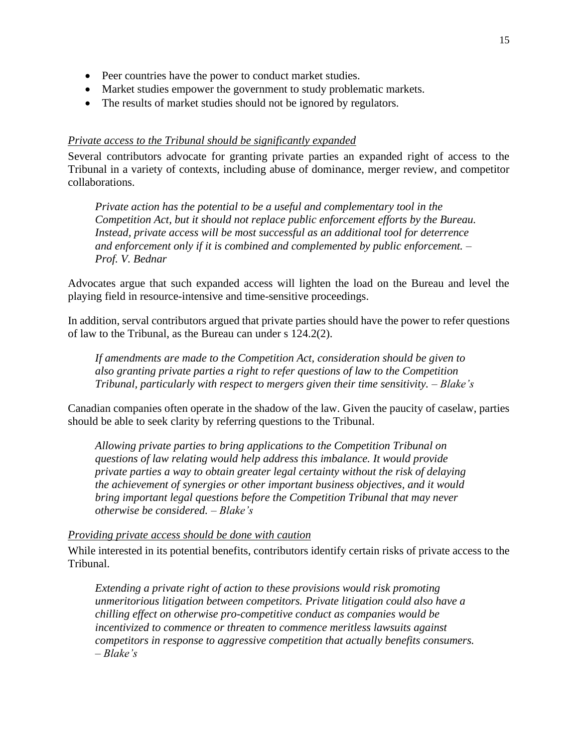- Peer countries have the power to conduct market studies.
- Market studies empower the government to study problematic markets.
- The results of market studies should not be ignored by regulators.

<u>*Private access to the Tribunal should be significantly expanded*</u>

Several contributors advocate for granting private parties an expanded right of access to the Tribunal in a variety of contexts, including abuse of dominance, merger review, and competitor collaborations.

> *Private action has the potential to be a useful and complementary tool in the Competition Act, but it should not replace public enforcement efforts by the Bureau. Instead, private access will be most successful as an additional tool for deterrence and enforcement only if it is combined and complemented by public enforcement. – Prof. V. Bednar*

Advocates argue that such expanded access will lighten the load on the Bureau and level the playing field in resource-intensive and time-sensitive proceedings.

In addition, serval contributors argued that private parties should have the power to refer questions of law to the Tribunal, as the Bureau can under s 124.2(2).

> *If amendments are made to the Competition Act, consideration should be given to also granting private parties a right to refer questions of law to the Competition Tribunal, particularly with respect to mergers given their time sensitivity. – Blake's*

Canadian companies often operate in the shadow of the law. Given the paucity of caselaw, parties should be able to seek clarity by referring questions to the Tribunal.

> *Allowing private parties to bring applications to the Competition Tribunal on questions of law relating would help address this imbalance. It would provide private parties a way to obtain greater legal certainty without the risk of delaying the achievement of synergies or other important business objectives, and it would bring important legal questions before the Competition Tribunal that may never otherwise be considered. – Blake's*

<u>*Providing private access should be done with caution*</u>

While interested in its potential benefits, contributors identify certain risks of private access to the Tribunal.

> *Extending a private right of action to these provisions would risk promoting unmeritorious litigation between competitors. Private litigation could also have a chilling effect on otherwise pro-competitive conduct as companies would be incentivized to commence or threaten to commence meritless lawsuits against competitors in response to aggressive competition that actually benefits consumers. – Blake's*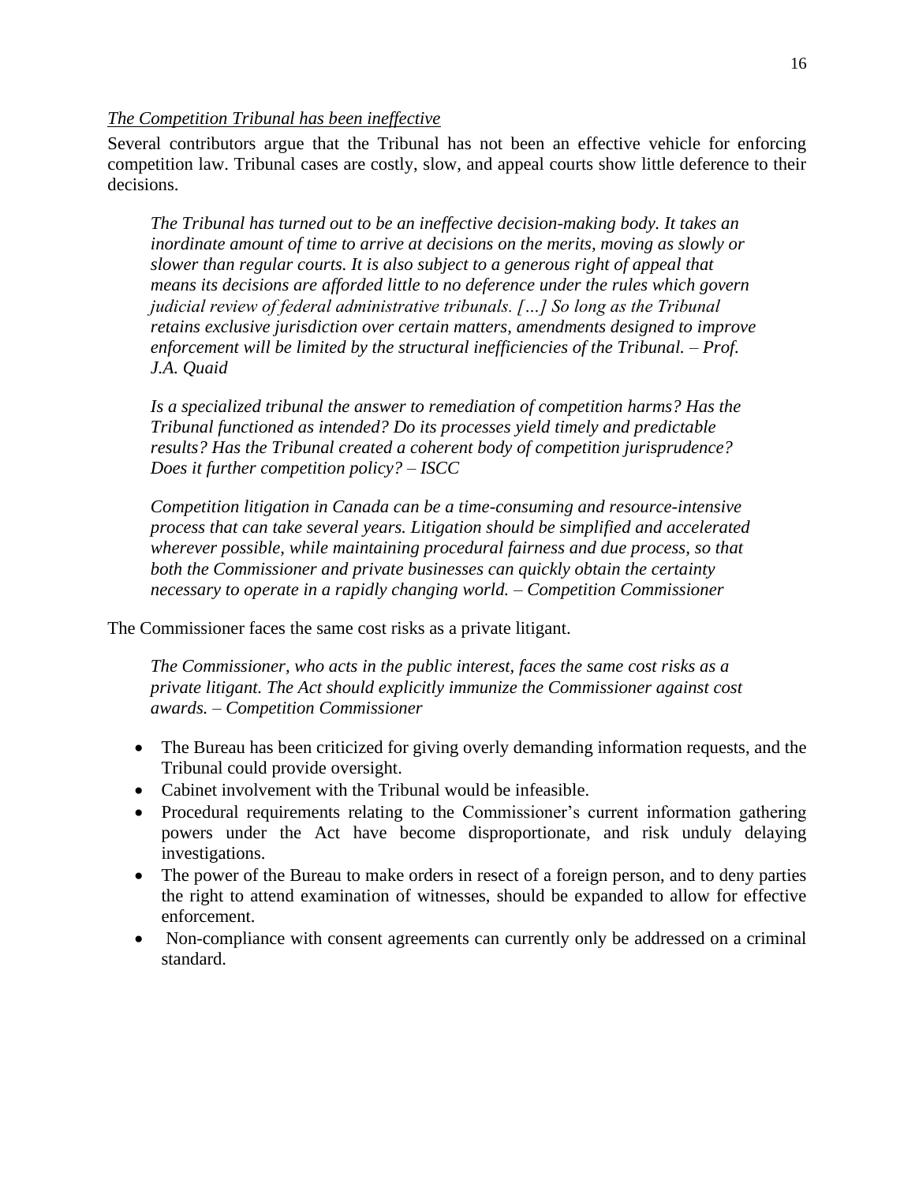*The Competition Tribunal has been ineffective*

Several contributors argue that the Tribunal has not been an effective vehicle for enforcing competition law. Tribunal cases are costly, slow, and appeal courts show little deference to their decisions.

> *The Tribunal has turned out to be an ineffective decision-making body. It takes an inordinate amount of time to arrive at decisions on the merits, moving as slowly or slower than regular courts. It is also subject to a generous right of appeal that means its decisions are afforded little to no deference under the rules which govern judicial review of federal administrative tribunals. […] So long as the Tribunal retains exclusive jurisdiction over certain matters, amendments designed to improve enforcement will be limited by the structural inefficiencies of the Tribunal. – Prof. J.A. Quaid*

> *Is a specialized tribunal the answer to remediation of competition harms? Has the Tribunal functioned as intended? Do its processes yield timely and predictable results? Has the Tribunal created a coherent body of competition jurisprudence? Does it further competition policy? – ISCC*

> *Competition litigation in Canada can be a time-consuming and resource-intensive process that can take several years. Litigation should be simplified and accelerated wherever possible, while maintaining procedural fairness and due process, so that both the Commissioner and private businesses can quickly obtain the certainty necessary to operate in a rapidly changing world. – Competition Commissioner*

The Commissioner faces the same cost risks as a private litigant.

> *The Commissioner, who acts in the public interest, faces the same cost risks as a private litigant. The Act should explicitly immunize the Commissioner against cost awards. – Competition Commissioner*

- The Bureau has been criticized for giving overly demanding information requests, and the Tribunal could provide oversight.
- Cabinet involvement with the Tribunal would be infeasible.
- Procedural requirements relating to the Commissioner's current information gathering powers under the Act have become disproportionate, and risk unduly delaying investigations.
- The power of the Bureau to make orders in resect of a foreign person, and to deny parties the right to attend examination of witnesses, should be expanded to allow for effective enforcement.
- Non-compliance with consent agreements can currently only be addressed on a criminal standard.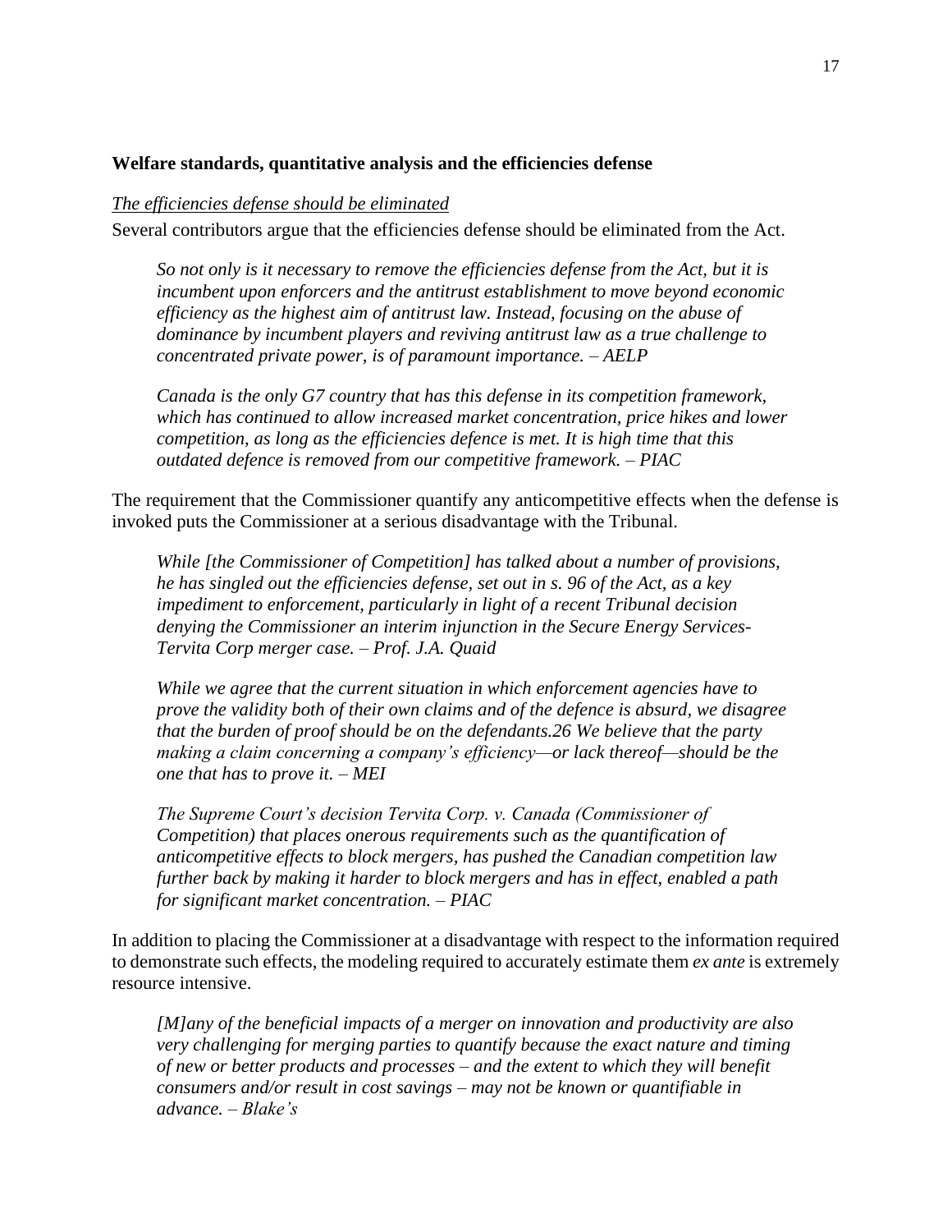## Welfare standards, quantitative analysis and the efficiencies defense

### The efficiencies defense should be eliminated

Several contributors argue that the efficiencies defense should be eliminated from the Act.

> *So not only is it necessary to remove the efficiencies defense from the Act, but it is incumbent upon enforcers and the antitrust establishment to move beyond economic efficiency as the highest aim of antitrust law. Instead, focusing on the abuse of dominance by incumbent players and reviving antitrust law as a true challenge to concentrated private power, is of paramount importance. – AELP*

> *Canada is the only G7 country that has this defense in its competition framework, which has continued to allow increased market concentration, price hikes and lower competition, as long as the efficiencies defence is met. It is high time that this outdated defence is removed from our competitive framework. – PIAC*

The requirement that the Commissioner quantify any anticompetitive effects when the defense is invoked puts the Commissioner at a serious disadvantage with the Tribunal.

> *While [the Commissioner of Competition] has talked about a number of provisions, he has singled out the efficiencies defense, set out in s. 96 of the Act, as a key impediment to enforcement, particularly in light of a recent Tribunal decision denying the Commissioner an interim injunction in the Secure Energy Services-Tervita Corp merger case. – Prof. J.A. Quaid*

> *While we agree that the current situation in which enforcement agencies have to prove the validity both of their own claims and of the defence is absurd, we disagree that the burden of proof should be on the defendants.26 We believe that the party making a claim concerning a company's efficiency—or lack thereof—should be the one that has to prove it. – MEI*

> *The Supreme Court's decision Tervita Corp. v. Canada (Commissioner of Competition) that places onerous requirements such as the quantification of anticompetitive effects to block mergers, has pushed the Canadian competition law further back by making it harder to block mergers and has in effect, enabled a path for significant market concentration. – PIAC*

In addition to placing the Commissioner at a disadvantage with respect to the information required to demonstrate such effects, the modeling required to accurately estimate them *ex ante* is extremely resource intensive.

> *[M]any of the beneficial impacts of a merger on innovation and productivity are also very challenging for merging parties to quantify because the exact nature and timing of new or better products and processes – and the extent to which they will benefit consumers and/or result in cost savings – may not be known or quantifiable in advance. – Blake's*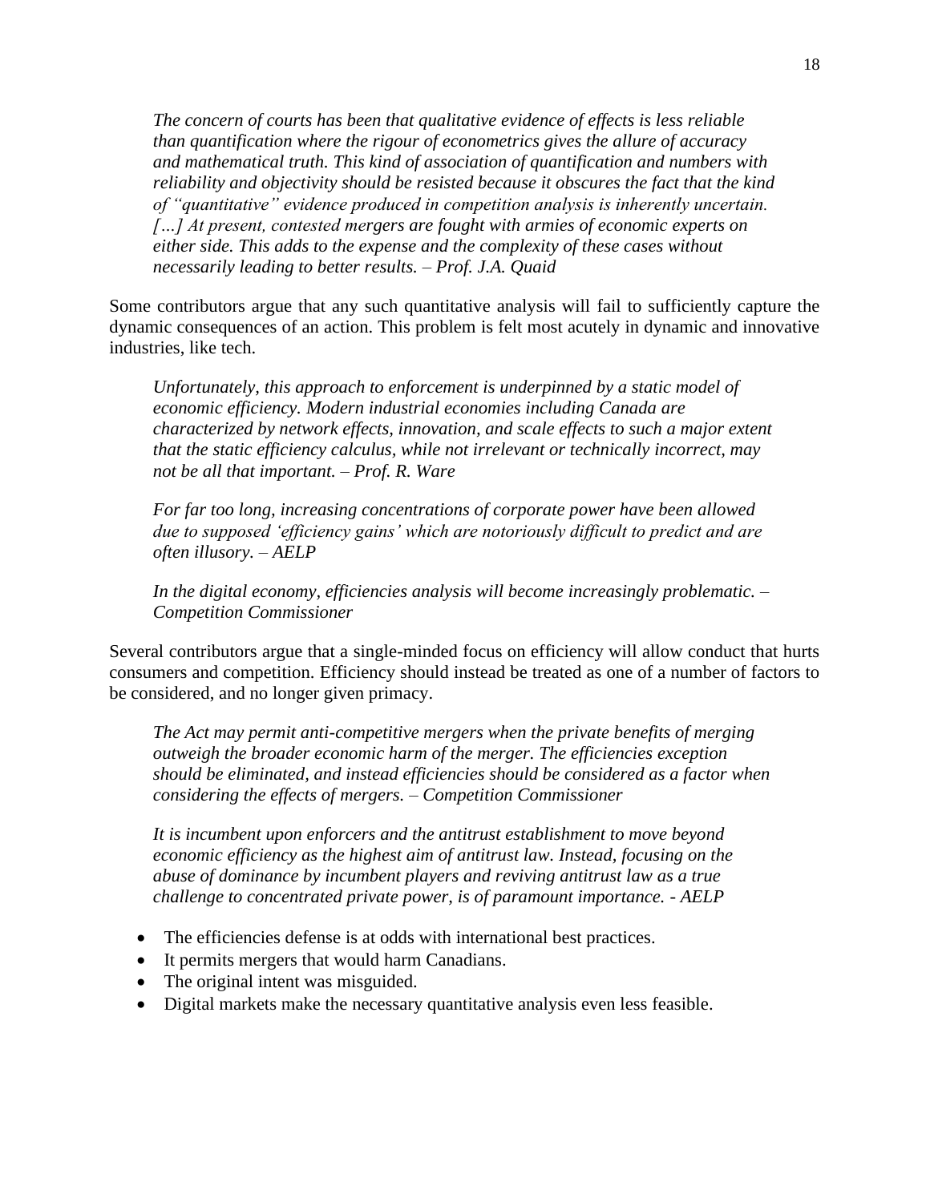> *The concern of courts has been that qualitative evidence of effects is less reliable than quantification where the rigour of econometrics gives the allure of accuracy and mathematical truth. This kind of association of quantification and numbers with reliability and objectivity should be resisted because it obscures the fact that the kind of "quantitative" evidence produced in competition analysis is inherently uncertain. […] At present, contested mergers are fought with armies of economic experts on either side. This adds to the expense and the complexity of these cases without necessarily leading to better results. – Prof. J.A. Quaid*

Some contributors argue that any such quantitative analysis will fail to sufficiently capture the dynamic consequences of an action. This problem is felt most acutely in dynamic and innovative industries, like tech.

> *Unfortunately, this approach to enforcement is underpinned by a static model of economic efficiency. Modern industrial economies including Canada are characterized by network effects, innovation, and scale effects to such a major extent that the static efficiency calculus, while not irrelevant or technically incorrect, may not be all that important. – Prof. R. Ware*

> *For far too long, increasing concentrations of corporate power have been allowed due to supposed 'efficiency gains' which are notoriously difficult to predict and are often illusory. – AELP*

> *In the digital economy, efficiencies analysis will become increasingly problematic. – Competition Commissioner*

Several contributors argue that a single-minded focus on efficiency will allow conduct that hurts consumers and competition. Efficiency should instead be treated as one of a number of factors to be considered, and no longer given primacy.

> *The Act may permit anti-competitive mergers when the private benefits of merging outweigh the broader economic harm of the merger. The efficiencies exception should be eliminated, and instead efficiencies should be considered as a factor when considering the effects of mergers. – Competition Commissioner*

> *It is incumbent upon enforcers and the antitrust establishment to move beyond economic efficiency as the highest aim of antitrust law. Instead, focusing on the abuse of dominance by incumbent players and reviving antitrust law as a true challenge to concentrated private power, is of paramount importance. - AELP*

- The efficiencies defense is at odds with international best practices.
- It permits mergers that would harm Canadians.
- The original intent was misguided.
- Digital markets make the necessary quantitative analysis even less feasible.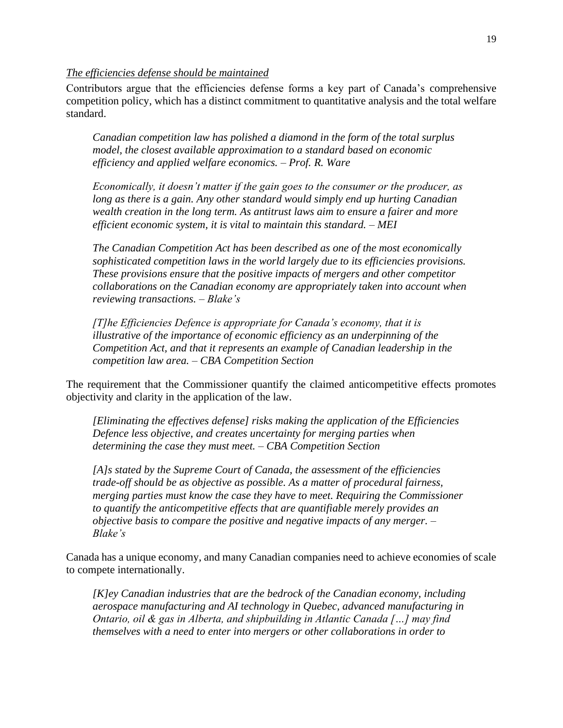*The efficiencies defense should be maintained*

Contributors argue that the efficiencies defense forms a key part of Canada's comprehensive competition policy, which has a distinct commitment to quantitative analysis and the total welfare standard.

> *Canadian competition law has polished a diamond in the form of the total surplus model, the closest available approximation to a standard based on economic efficiency and applied welfare economics. – Prof. R. Ware*

> *Economically, it doesn't matter if the gain goes to the consumer or the producer, as long as there is a gain. Any other standard would simply end up hurting Canadian wealth creation in the long term. As antitrust laws aim to ensure a fairer and more efficient economic system, it is vital to maintain this standard. – MEI*

> *The Canadian Competition Act has been described as one of the most economically sophisticated competition laws in the world largely due to its efficiencies provisions. These provisions ensure that the positive impacts of mergers and other competitor collaborations on the Canadian economy are appropriately taken into account when reviewing transactions. – Blake's*

> *[T]he Efficiencies Defence is appropriate for Canada's economy, that it is illustrative of the importance of economic efficiency as an underpinning of the Competition Act, and that it represents an example of Canadian leadership in the competition law area. – CBA Competition Section*

The requirement that the Commissioner quantify the claimed anticompetitive effects promotes objectivity and clarity in the application of the law.

> *[Eliminating the effectives defense] risks making the application of the Efficiencies Defence less objective, and creates uncertainty for merging parties when determining the case they must meet. – CBA Competition Section*

> *[A]s stated by the Supreme Court of Canada, the assessment of the efficiencies trade-off should be as objective as possible. As a matter of procedural fairness, merging parties must know the case they have to meet. Requiring the Commissioner to quantify the anticompetitive effects that are quantifiable merely provides an objective basis to compare the positive and negative impacts of any merger. – Blake's*

Canada has a unique economy, and many Canadian companies need to achieve economies of scale to compete internationally.

> *[K]ey Canadian industries that are the bedrock of the Canadian economy, including aerospace manufacturing and AI technology in Quebec, advanced manufacturing in Ontario, oil & gas in Alberta, and shipbuilding in Atlantic Canada […] may find themselves with a need to enter into mergers or other collaborations in order to*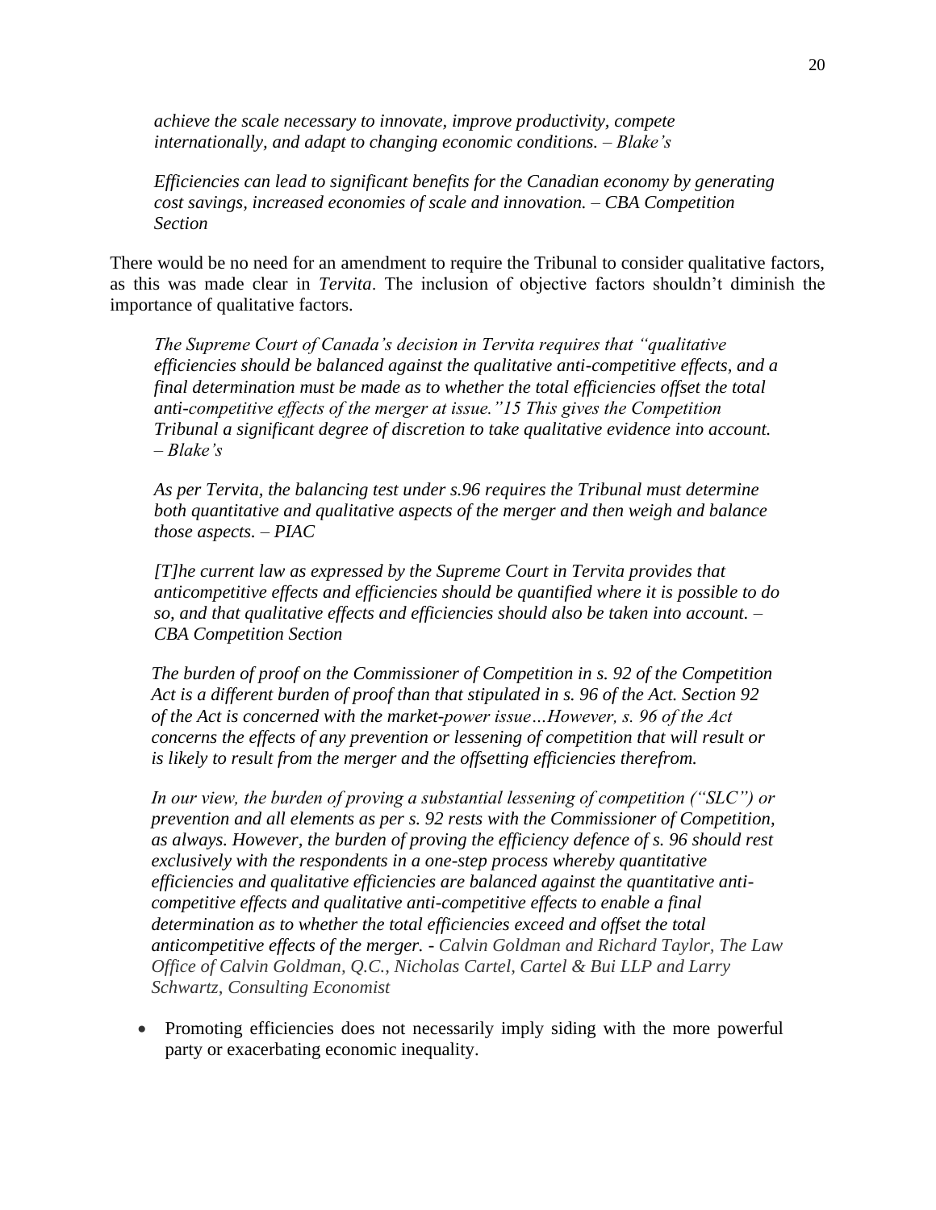*achieve the scale necessary to innovate, improve productivity, compete internationally, and adapt to changing economic conditions. – Blake's*

*Efficiencies can lead to significant benefits for the Canadian economy by generating cost savings, increased economies of scale and innovation. – CBA Competition Section*

There would be no need for an amendment to require the Tribunal to consider qualitative factors, as this was made clear in *Tervita*. The inclusion of objective factors shouldn't diminish the importance of qualitative factors.

*The Supreme Court of Canada's decision in Tervita requires that "qualitative efficiencies should be balanced against the qualitative anti-competitive effects, and a final determination must be made as to whether the total efficiencies offset the total anti-competitive effects of the merger at issue."15 This gives the Competition Tribunal a significant degree of discretion to take qualitative evidence into account. – Blake's*

*As per Tervita, the balancing test under s.96 requires the Tribunal must determine both quantitative and qualitative aspects of the merger and then weigh and balance those aspects. – PIAC*

*[T]he current law as expressed by the Supreme Court in Tervita provides that anticompetitive effects and efficiencies should be quantified where it is possible to do so, and that qualitative effects and efficiencies should also be taken into account. – CBA Competition Section*

*The burden of proof on the Commissioner of Competition in s. 92 of the Competition Act is a different burden of proof than that stipulated in s. 96 of the Act. Section 92 of the Act is concerned with the market-power issue…However, s. 96 of the Act concerns the effects of any prevention or lessening of competition that will result or is likely to result from the merger and the offsetting efficiencies therefrom.*

*In our view, the burden of proving a substantial lessening of competition ("SLC") or prevention and all elements as per s. 92 rests with the Commissioner of Competition, as always. However, the burden of proving the efficiency defence of s. 96 should rest exclusively with the respondents in a one-step process whereby quantitative efficiencies and qualitative efficiencies are balanced against the quantitative anti-competitive effects and qualitative anti-competitive effects to enable a final determination as to whether the total efficiencies exceed and offset the total anticompetitive effects of the merger. - Calvin Goldman and Richard Taylor, The Law Office of Calvin Goldman, Q.C., Nicholas Cartel, Cartel & Bui LLP and Larry Schwartz, Consulting Economist*

- Promoting efficiencies does not necessarily imply siding with the more powerful party or exacerbating economic inequality.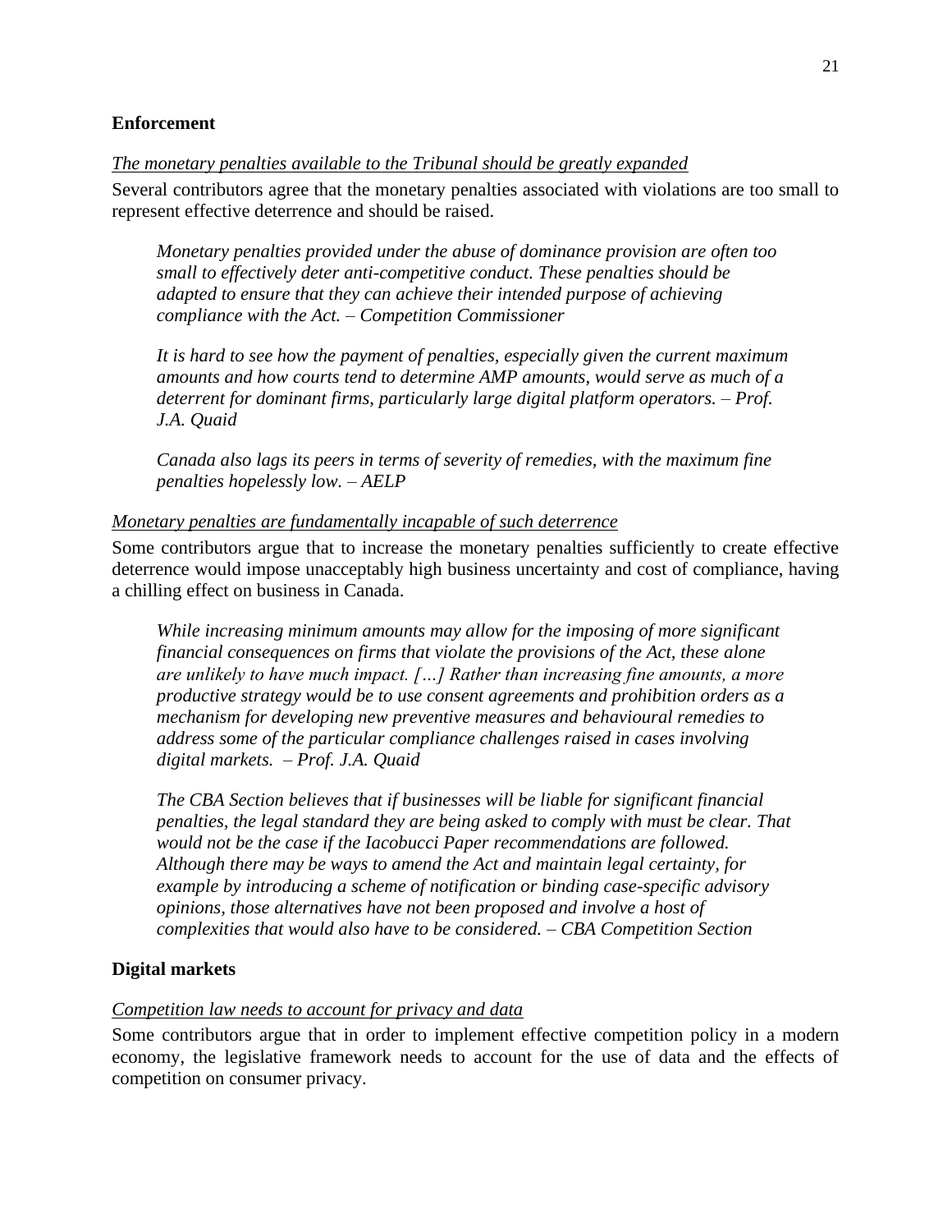**Enforcement**

_The monetary penalties available to the Tribunal should be greatly expanded_

Several contributors agree that the monetary penalties associated with violations are too small to represent effective deterrence and should be raised.

> *Monetary penalties provided under the abuse of dominance provision are often too small to effectively deter anti-competitive conduct. These penalties should be adapted to ensure that they can achieve their intended purpose of achieving compliance with the Act. – Competition Commissioner*

> *It is hard to see how the payment of penalties, especially given the current maximum amounts and how courts tend to determine AMP amounts, would serve as much of a deterrent for dominant firms, particularly large digital platform operators. – Prof. J.A. Quaid*

> *Canada also lags its peers in terms of severity of remedies, with the maximum fine penalties hopelessly low. – AELP*

_Monetary penalties are fundamentally incapable of such deterrence_

Some contributors argue that to increase the monetary penalties sufficiently to create effective deterrence would impose unacceptably high business uncertainty and cost of compliance, having a chilling effect on business in Canada.

> *While increasing minimum amounts may allow for the imposing of more significant financial consequences on firms that violate the provisions of the Act, these alone are unlikely to have much impact. […] Rather than increasing fine amounts, a more productive strategy would be to use consent agreements and prohibition orders as a mechanism for developing new preventive measures and behavioural remedies to address some of the particular compliance challenges raised in cases involving digital markets. – Prof. J.A. Quaid*

> *The CBA Section believes that if businesses will be liable for significant financial penalties, the legal standard they are being asked to comply with must be clear. That would not be the case if the Iacobucci Paper recommendations are followed. Although there may be ways to amend the Act and maintain legal certainty, for example by introducing a scheme of notification or binding case-specific advisory opinions, those alternatives have not been proposed and involve a host of complexities that would also have to be considered. – CBA Competition Section*

**Digital markets**

_Competition law needs to account for privacy and data_

Some contributors argue that in order to implement effective competition policy in a modern economy, the legislative framework needs to account for the use of data and the effects of competition on consumer privacy.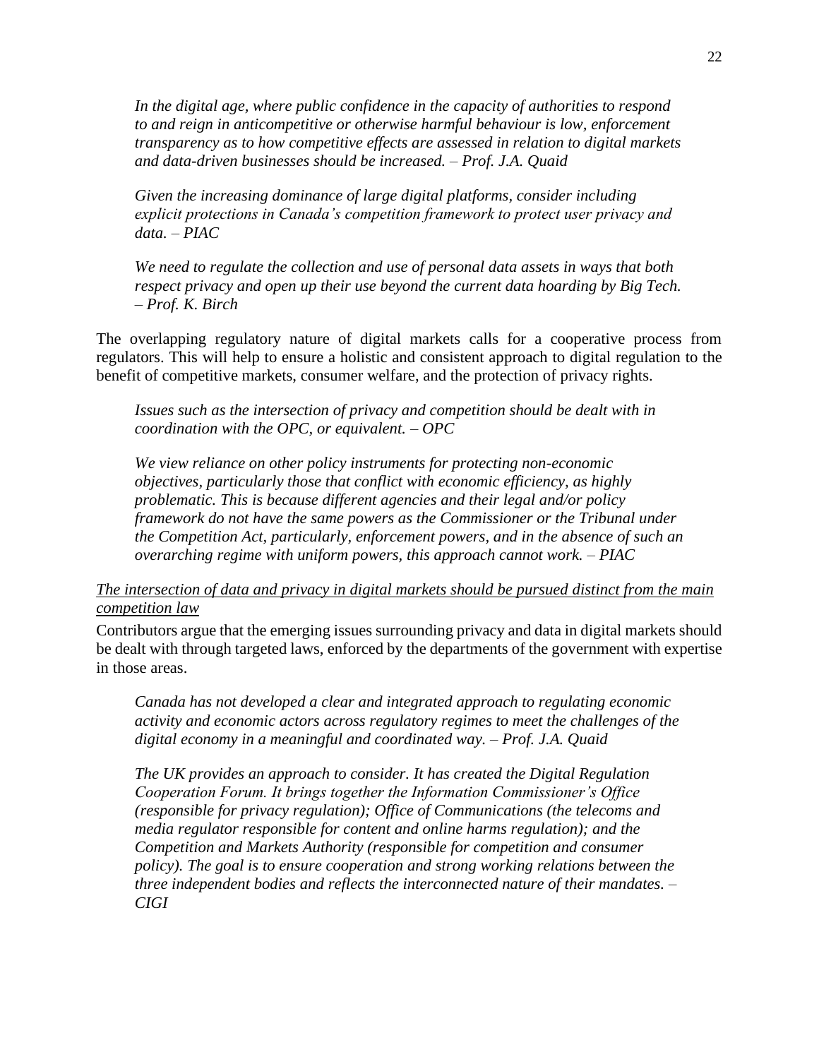*In the digital age, where public confidence in the capacity of authorities to respond to and reign in anticompetitive or otherwise harmful behaviour is low, enforcement transparency as to how competitive effects are assessed in relation to digital markets and data-driven businesses should be increased. – Prof. J.A. Quaid*

*Given the increasing dominance of large digital platforms, consider including explicit protections in Canada's competition framework to protect user privacy and data. – PIAC*

*We need to regulate the collection and use of personal data assets in ways that both respect privacy and open up their use beyond the current data hoarding by Big Tech. – Prof. K. Birch*

The overlapping regulatory nature of digital markets calls for a cooperative process from regulators. This will help to ensure a holistic and consistent approach to digital regulation to the benefit of competitive markets, consumer welfare, and the protection of privacy rights.

*Issues such as the intersection of privacy and competition should be dealt with in coordination with the OPC, or equivalent. – OPC*

*We view reliance on other policy instruments for protecting non-economic objectives, particularly those that conflict with economic efficiency, as highly problematic. This is because different agencies and their legal and/or policy framework do not have the same powers as the Commissioner or the Tribunal under the Competition Act, particularly, enforcement powers, and in the absence of such an overarching regime with uniform powers, this approach cannot work. – PIAC*

<u>*The intersection of data and privacy in digital markets should be pursued distinct from the main competition law*</u>

Contributors argue that the emerging issues surrounding privacy and data in digital markets should be dealt with through targeted laws, enforced by the departments of the government with expertise in those areas.

*Canada has not developed a clear and integrated approach to regulating economic activity and economic actors across regulatory regimes to meet the challenges of the digital economy in a meaningful and coordinated way. – Prof. J.A. Quaid*

*The UK provides an approach to consider. It has created the Digital Regulation Cooperation Forum. It brings together the Information Commissioner's Office (responsible for privacy regulation); Office of Communications (the telecoms and media regulator responsible for content and online harms regulation); and the Competition and Markets Authority (responsible for competition and consumer policy). The goal is to ensure cooperation and strong working relations between the three independent bodies and reflects the interconnected nature of their mandates. – CIGI*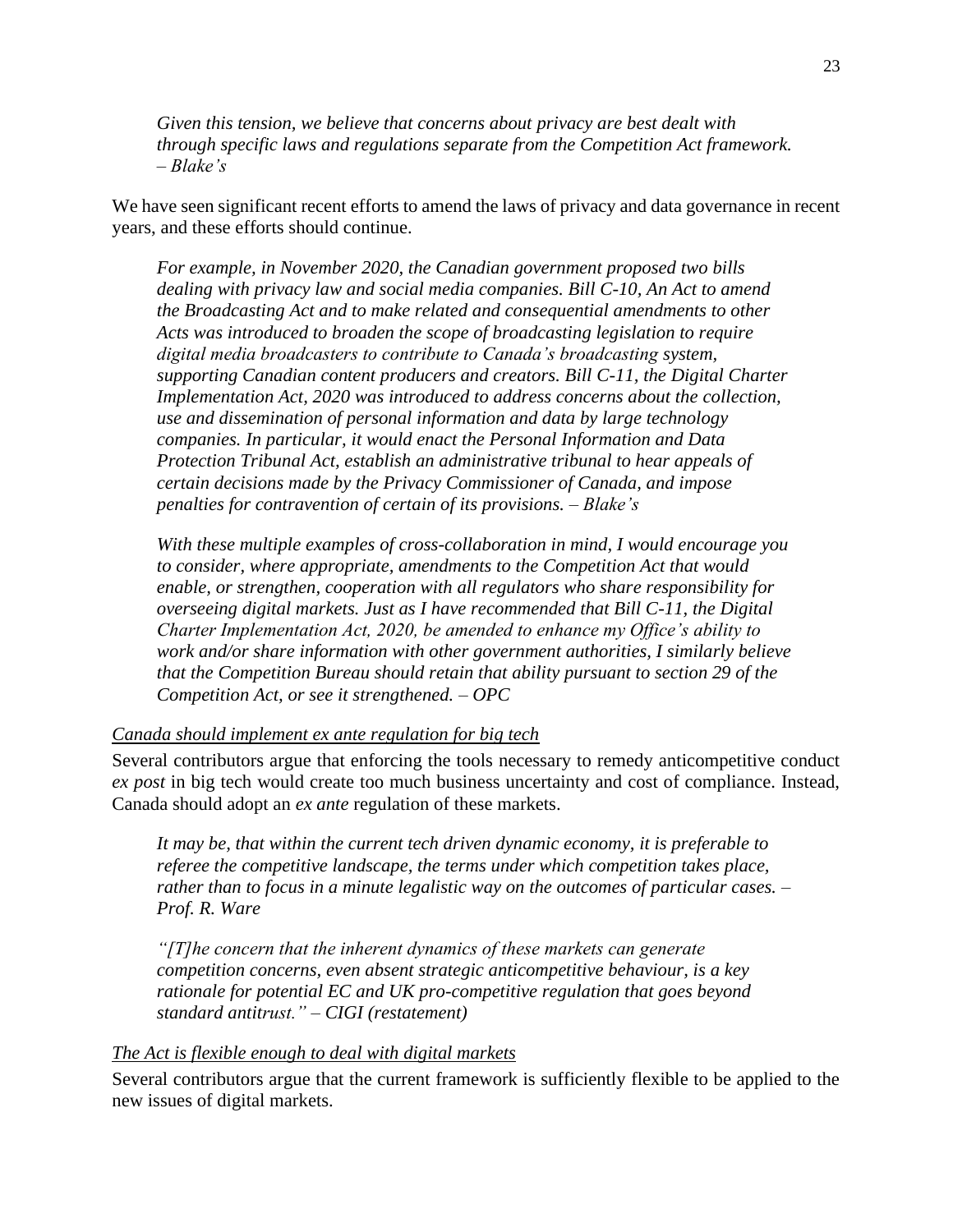*Given this tension, we believe that concerns about privacy are best dealt with through specific laws and regulations separate from the Competition Act framework. – Blake's*

We have seen significant recent efforts to amend the laws of privacy and data governance in recent years, and these efforts should continue.

*For example, in November 2020, the Canadian government proposed two bills dealing with privacy law and social media companies. Bill C-10, An Act to amend the Broadcasting Act and to make related and consequential amendments to other Acts was introduced to broaden the scope of broadcasting legislation to require digital media broadcasters to contribute to Canada's broadcasting system, supporting Canadian content producers and creators. Bill C-11, the Digital Charter Implementation Act, 2020 was introduced to address concerns about the collection, use and dissemination of personal information and data by large technology companies. In particular, it would enact the Personal Information and Data Protection Tribunal Act, establish an administrative tribunal to hear appeals of certain decisions made by the Privacy Commissioner of Canada, and impose penalties for contravention of certain of its provisions. – Blake's*

*With these multiple examples of cross-collaboration in mind, I would encourage you to consider, where appropriate, amendments to the Competition Act that would enable, or strengthen, cooperation with all regulators who share responsibility for overseeing digital markets. Just as I have recommended that Bill C-11, the Digital Charter Implementation Act, 2020, be amended to enhance my Office's ability to work and/or share information with other government authorities, I similarly believe that the Competition Bureau should retain that ability pursuant to section 29 of the Competition Act, or see it strengthened. – OPC*

<u>*Canada should implement ex ante regulation for big tech*</u>

Several contributors argue that enforcing the tools necessary to remedy anticompetitive conduct *ex post* in big tech would create too much business uncertainty and cost of compliance. Instead, Canada should adopt an *ex ante* regulation of these markets.

*It may be, that within the current tech driven dynamic economy, it is preferable to referee the competitive landscape, the terms under which competition takes place, rather than to focus in a minute legalistic way on the outcomes of particular cases. – Prof. R. Ware*

*"[T]he concern that the inherent dynamics of these markets can generate competition concerns, even absent strategic anticompetitive behaviour, is a key rationale for potential EC and UK pro-competitive regulation that goes beyond standard antitrust." – CIGI (restatement)*

<u>*The Act is flexible enough to deal with digital markets*</u>

Several contributors argue that the current framework is sufficiently flexible to be applied to the new issues of digital markets.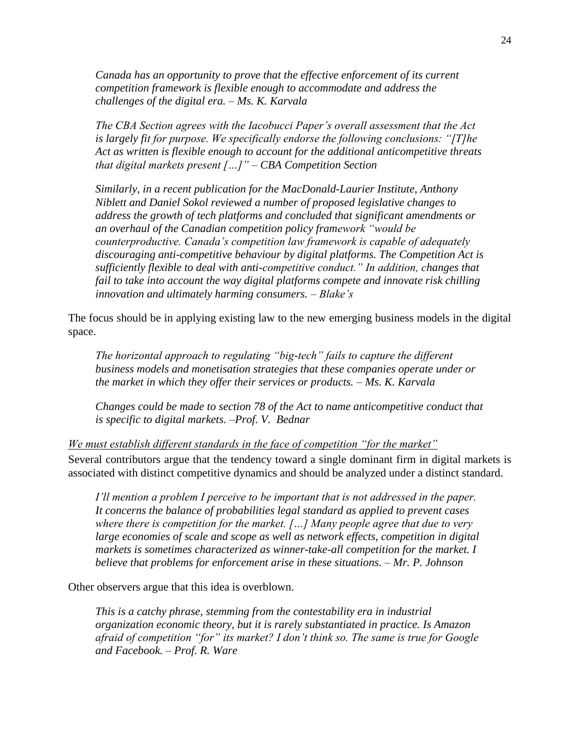*Canada has an opportunity to prove that the effective enforcement of its current competition framework is flexible enough to accommodate and address the challenges of the digital era. – Ms. K. Karvala*

*The CBA Section agrees with the Iacobucci Paper's overall assessment that the Act is largely fit for purpose. We specifically endorse the following conclusions: "[T]he Act as written is flexible enough to account for the additional anticompetitive threats that digital markets present […]" – CBA Competition Section*

*Similarly, in a recent publication for the MacDonald-Laurier Institute, Anthony Niblett and Daniel Sokol reviewed a number of proposed legislative changes to address the growth of tech platforms and concluded that significant amendments or an overhaul of the Canadian competition policy framework "would be counterproductive. Canada's competition law framework is capable of adequately discouraging anti-competitive behaviour by digital platforms. The Competition Act is sufficiently flexible to deal with anti-competitive conduct." In addition, changes that fail to take into account the way digital platforms compete and innovate risk chilling innovation and ultimately harming consumers. – Blake's*

The focus should be in applying existing law to the new emerging business models in the digital space.

*The horizontal approach to regulating "big-tech" fails to capture the different business models and monetisation strategies that these companies operate under or the market in which they offer their services or products. – Ms. K. Karvala*

*Changes could be made to section 78 of the Act to name anticompetitive conduct that is specific to digital markets. –Prof. V. Bednar*

<u>*We must establish different standards in the face of competition "for the market"*</u>

Several contributors argue that the tendency toward a single dominant firm in digital markets is associated with distinct competitive dynamics and should be analyzed under a distinct standard.

*I'll mention a problem I perceive to be important that is not addressed in the paper. It concerns the balance of probabilities legal standard as applied to prevent cases where there is competition for the market. […] Many people agree that due to very large economies of scale and scope as well as network effects, competition in digital markets is sometimes characterized as winner-take-all competition for the market. I believe that problems for enforcement arise in these situations. – Mr. P. Johnson*

Other observers argue that this idea is overblown.

*This is a catchy phrase, stemming from the contestability era in industrial organization economic theory, but it is rarely substantiated in practice. Is Amazon afraid of competition "for" its market? I don't think so. The same is true for Google and Facebook. – Prof. R. Ware*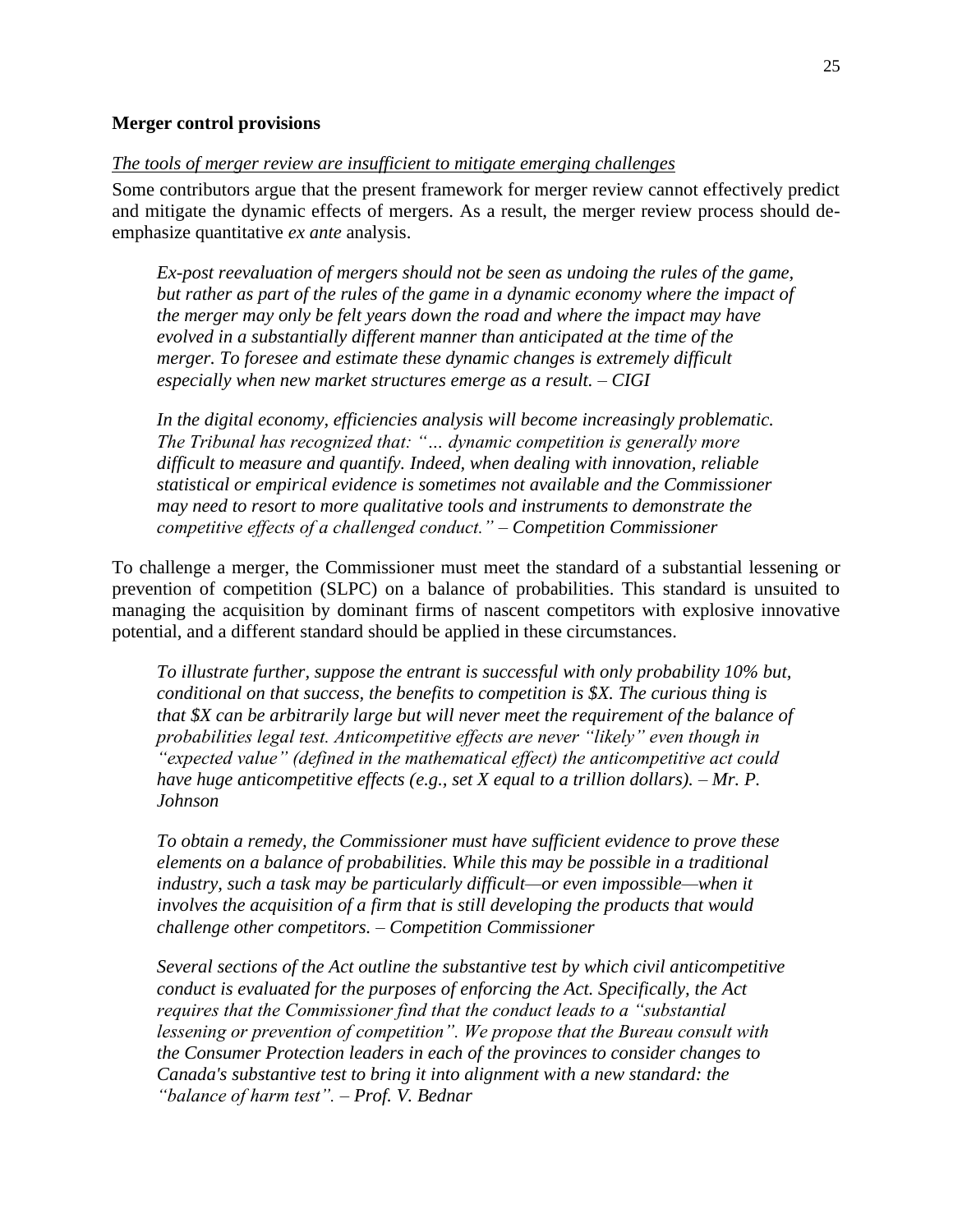**Merger control provisions**

*The tools of merger review are insufficient to mitigate emerging challenges*

Some contributors argue that the present framework for merger review cannot effectively predict and mitigate the dynamic effects of mergers. As a result, the merger review process should de-emphasize quantitative *ex ante* analysis.

> *Ex-post reevaluation of mergers should not be seen as undoing the rules of the game, but rather as part of the rules of the game in a dynamic economy where the impact of the merger may only be felt years down the road and where the impact may have evolved in a substantially different manner than anticipated at the time of the merger. To foresee and estimate these dynamic changes is extremely difficult especially when new market structures emerge as a result. – CIGI*

> *In the digital economy, efficiencies analysis will become increasingly problematic. The Tribunal has recognized that: "… dynamic competition is generally more difficult to measure and quantify. Indeed, when dealing with innovation, reliable statistical or empirical evidence is sometimes not available and the Commissioner may need to resort to more qualitative tools and instruments to demonstrate the competitive effects of a challenged conduct." – Competition Commissioner*

To challenge a merger, the Commissioner must meet the standard of a substantial lessening or prevention of competition (SLPC) on a balance of probabilities. This standard is unsuited to managing the acquisition by dominant firms of nascent competitors with explosive innovative potential, and a different standard should be applied in these circumstances.

> *To illustrate further, suppose the entrant is successful with only probability 10% but, conditional on that success, the benefits to competition is $X. The curious thing is that $X can be arbitrarily large but will never meet the requirement of the balance of probabilities legal test. Anticompetitive effects are never "likely" even though in "expected value" (defined in the mathematical effect) the anticompetitive act could have huge anticompetitive effects (e.g., set X equal to a trillion dollars). – Mr. P. Johnson*

> *To obtain a remedy, the Commissioner must have sufficient evidence to prove these elements on a balance of probabilities. While this may be possible in a traditional industry, such a task may be particularly difficult—or even impossible—when it involves the acquisition of a firm that is still developing the products that would challenge other competitors. – Competition Commissioner*

> *Several sections of the Act outline the substantive test by which civil anticompetitive conduct is evaluated for the purposes of enforcing the Act. Specifically, the Act requires that the Commissioner find that the conduct leads to a "substantial lessening or prevention of competition". We propose that the Bureau consult with the Consumer Protection leaders in each of the provinces to consider changes to Canada's substantive test to bring it into alignment with a new standard: the "balance of harm test". – Prof. V. Bednar*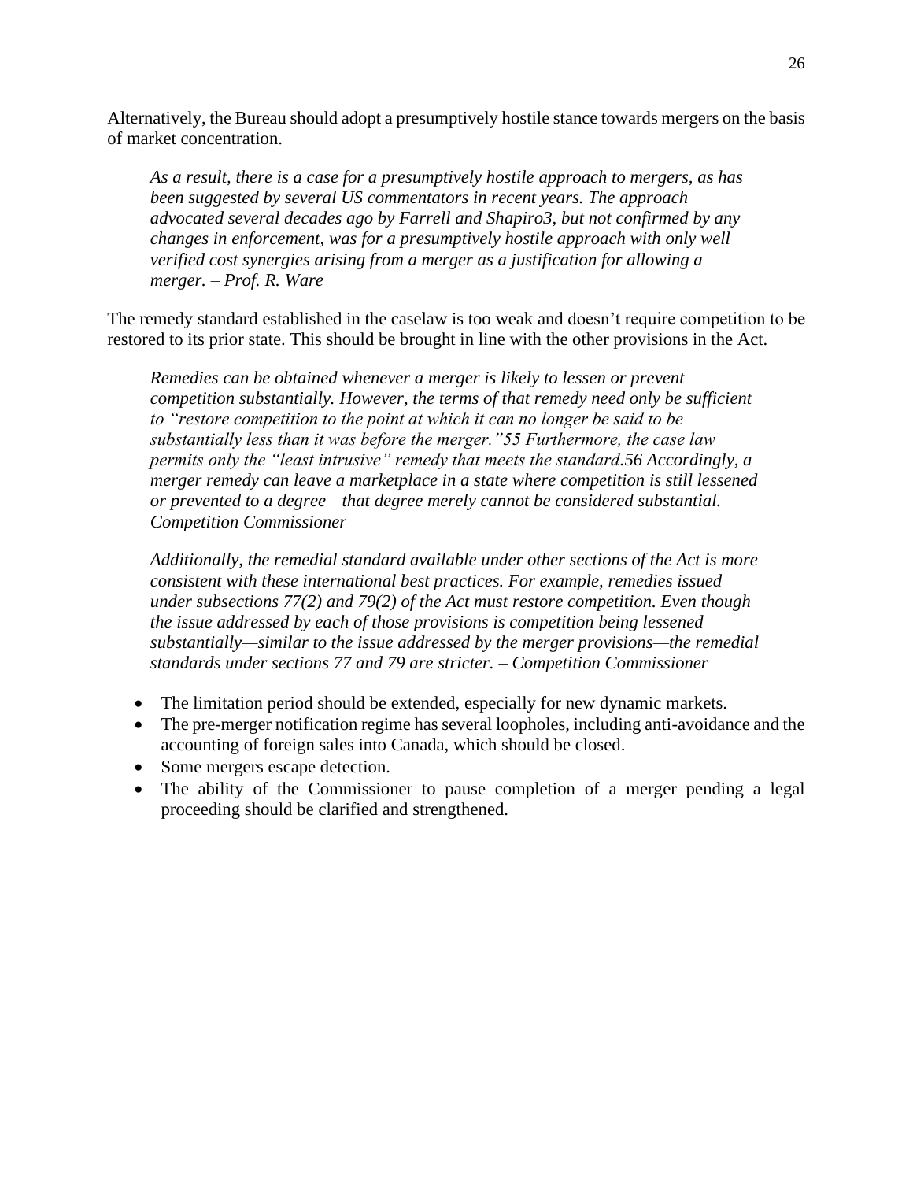Alternatively, the Bureau should adopt a presumptively hostile stance towards mergers on the basis of market concentration.

> *As a result, there is a case for a presumptively hostile approach to mergers, as has been suggested by several US commentators in recent years. The approach advocated several decades ago by Farrell and Shapiro3, but not confirmed by any changes in enforcement, was for a presumptively hostile approach with only well verified cost synergies arising from a merger as a justification for allowing a merger. – Prof. R. Ware*

The remedy standard established in the caselaw is too weak and doesn't require competition to be restored to its prior state. This should be brought in line with the other provisions in the Act.

> *Remedies can be obtained whenever a merger is likely to lessen or prevent competition substantially. However, the terms of that remedy need only be sufficient to "restore competition to the point at which it can no longer be said to be substantially less than it was before the merger."55 Furthermore, the case law permits only the "least intrusive" remedy that meets the standard.56 Accordingly, a merger remedy can leave a marketplace in a state where competition is still lessened or prevented to a degree—that degree merely cannot be considered substantial. – Competition Commissioner*

> *Additionally, the remedial standard available under other sections of the Act is more consistent with these international best practices. For example, remedies issued under subsections 77(2) and 79(2) of the Act must restore competition. Even though the issue addressed by each of those provisions is competition being lessened substantially—similar to the issue addressed by the merger provisions—the remedial standards under sections 77 and 79 are stricter. – Competition Commissioner*

- The limitation period should be extended, especially for new dynamic markets.
- The pre-merger notification regime has several loopholes, including anti-avoidance and the accounting of foreign sales into Canada, which should be closed.
- Some mergers escape detection.
- The ability of the Commissioner to pause completion of a merger pending a legal proceeding should be clarified and strengthened.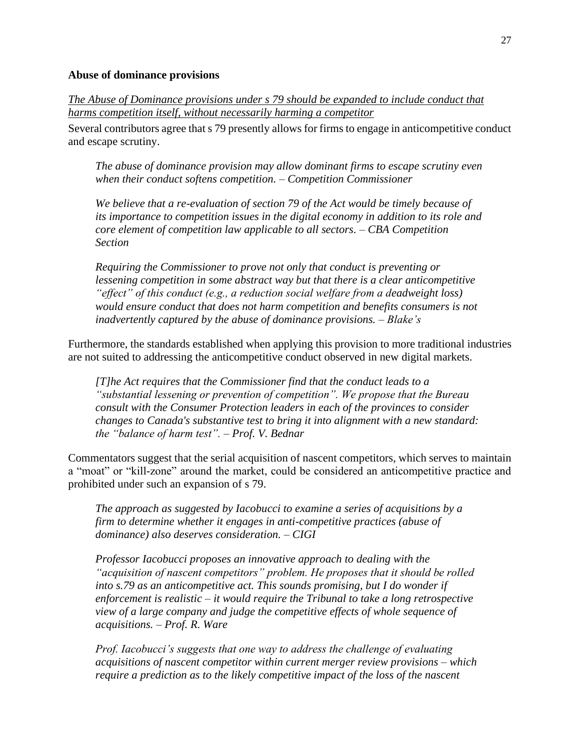**Abuse of dominance provisions**

*The Abuse of Dominance provisions under s 79 should be expanded to include conduct that harms competition itself, without necessarily harming a competitor*

Several contributors agree that s 79 presently allows for firms to engage in anticompetitive conduct and escape scrutiny.

> *The abuse of dominance provision may allow dominant firms to escape scrutiny even when their conduct softens competition. – Competition Commissioner*

> *We believe that a re-evaluation of section 79 of the Act would be timely because of its importance to competition issues in the digital economy in addition to its role and core element of competition law applicable to all sectors. – CBA Competition Section*

> *Requiring the Commissioner to prove not only that conduct is preventing or lessening competition in some abstract way but that there is a clear anticompetitive "effect" of this conduct (e.g., a reduction social welfare from a deadweight loss) would ensure conduct that does not harm competition and benefits consumers is not inadvertently captured by the abuse of dominance provisions. – Blake's*

Furthermore, the standards established when applying this provision to more traditional industries are not suited to addressing the anticompetitive conduct observed in new digital markets.

> *[T]he Act requires that the Commissioner find that the conduct leads to a "substantial lessening or prevention of competition". We propose that the Bureau consult with the Consumer Protection leaders in each of the provinces to consider changes to Canada's substantive test to bring it into alignment with a new standard: the "balance of harm test". – Prof. V. Bednar*

Commentators suggest that the serial acquisition of nascent competitors, which serves to maintain a "moat" or "kill-zone" around the market, could be considered an anticompetitive practice and prohibited under such an expansion of s 79.

> *The approach as suggested by Iacobucci to examine a series of acquisitions by a firm to determine whether it engages in anti-competitive practices (abuse of dominance) also deserves consideration. – CIGI*

> *Professor Iacobucci proposes an innovative approach to dealing with the "acquisition of nascent competitors" problem. He proposes that it should be rolled into s.79 as an anticompetitive act. This sounds promising, but I do wonder if enforcement is realistic – it would require the Tribunal to take a long retrospective view of a large company and judge the competitive effects of whole sequence of acquisitions. – Prof. R. Ware*

> *Prof. Iacobucci's suggests that one way to address the challenge of evaluating acquisitions of nascent competitor within current merger review provisions – which require a prediction as to the likely competitive impact of the loss of the nascent*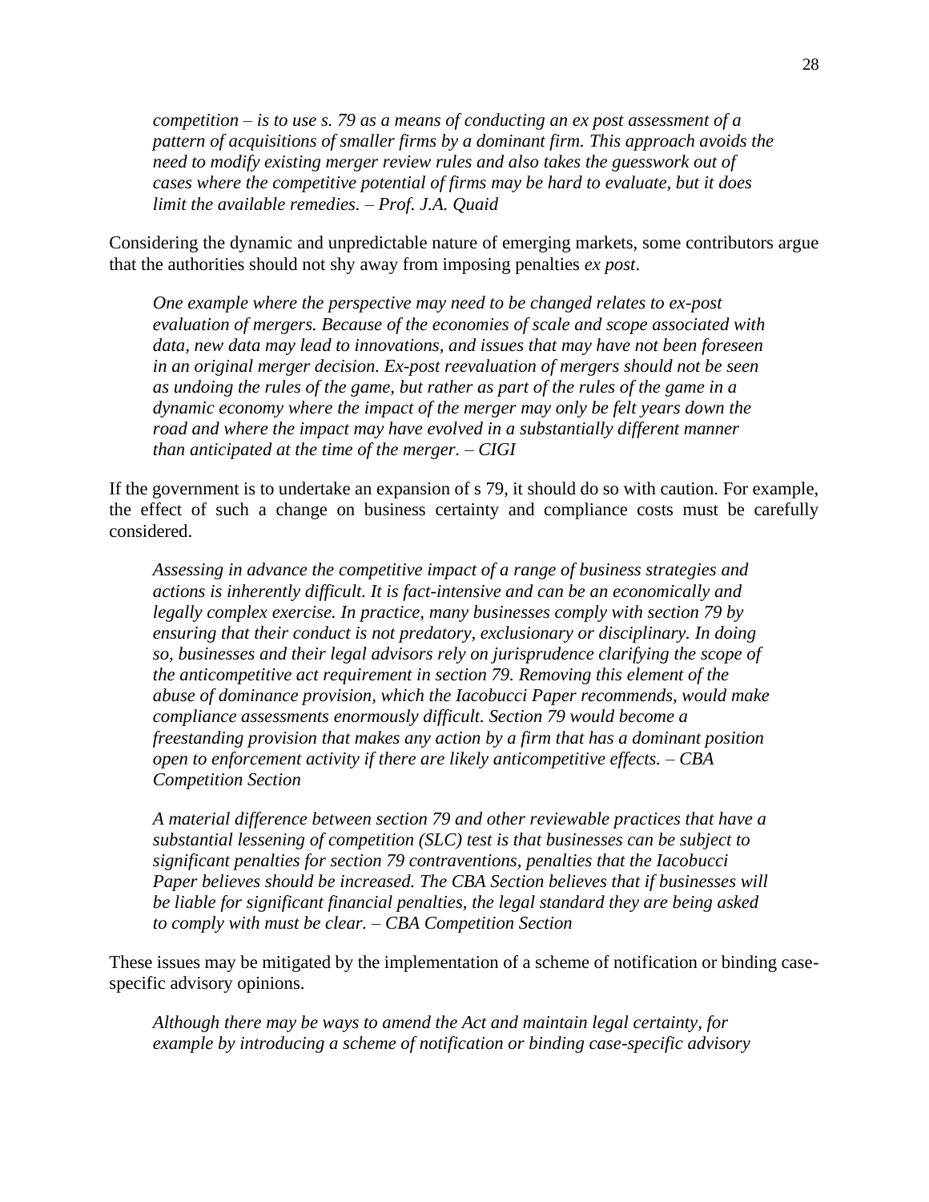*competition – is to use s. 79 as a means of conducting an ex post assessment of a pattern of acquisitions of smaller firms by a dominant firm. This approach avoids the need to modify existing merger review rules and also takes the guesswork out of cases where the competitive potential of firms may be hard to evaluate, but it does limit the available remedies. – Prof. J.A. Quaid*

Considering the dynamic and unpredictable nature of emerging markets, some contributors argue that the authorities should not shy away from imposing penalties *ex post*.

> *One example where the perspective may need to be changed relates to ex-post evaluation of mergers. Because of the economies of scale and scope associated with data, new data may lead to innovations, and issues that may have not been foreseen in an original merger decision. Ex-post reevaluation of mergers should not be seen as undoing the rules of the game, but rather as part of the rules of the game in a dynamic economy where the impact of the merger may only be felt years down the road and where the impact may have evolved in a substantially different manner than anticipated at the time of the merger. – CIGI*

If the government is to undertake an expansion of s 79, it should do so with caution. For example, the effect of such a change on business certainty and compliance costs must be carefully considered.

> *Assessing in advance the competitive impact of a range of business strategies and actions is inherently difficult. It is fact-intensive and can be an economically and legally complex exercise. In practice, many businesses comply with section 79 by ensuring that their conduct is not predatory, exclusionary or disciplinary. In doing so, businesses and their legal advisors rely on jurisprudence clarifying the scope of the anticompetitive act requirement in section 79. Removing this element of the abuse of dominance provision, which the Iacobucci Paper recommends, would make compliance assessments enormously difficult. Section 79 would become a freestanding provision that makes any action by a firm that has a dominant position open to enforcement activity if there are likely anticompetitive effects. – CBA Competition Section*

> *A material difference between section 79 and other reviewable practices that have a substantial lessening of competition (SLC) test is that businesses can be subject to significant penalties for section 79 contraventions, penalties that the Iacobucci Paper believes should be increased. The CBA Section believes that if businesses will be liable for significant financial penalties, the legal standard they are being asked to comply with must be clear. – CBA Competition Section*

These issues may be mitigated by the implementation of a scheme of notification or binding case-specific advisory opinions.

> *Although there may be ways to amend the Act and maintain legal certainty, for example by introducing a scheme of notification or binding case-specific advisory*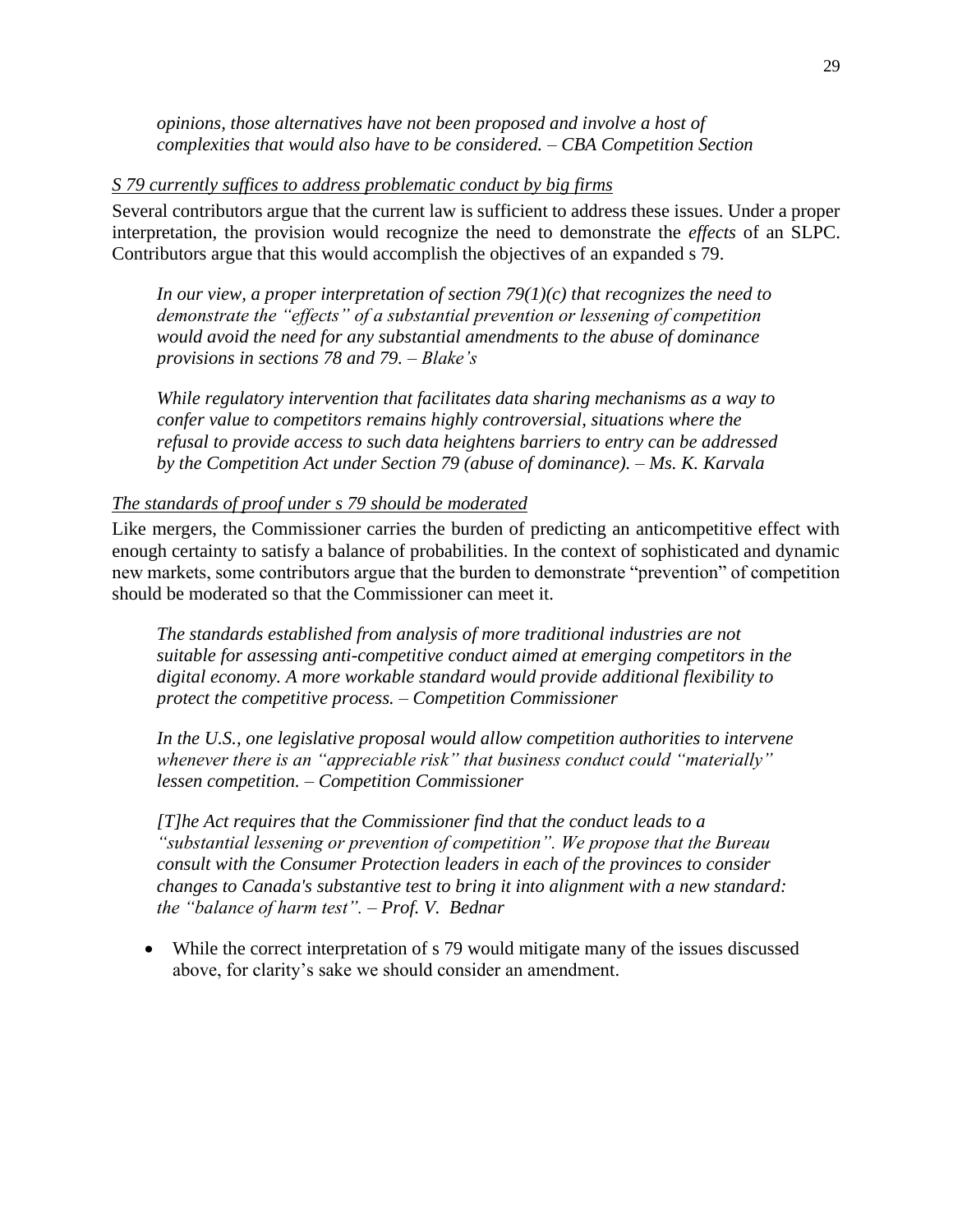> *opinions, those alternatives have not been proposed and involve a host of complexities that would also have to be considered. – CBA Competition Section*

<u>*S 79 currently suffices to address problematic conduct by big firms*</u>

Several contributors argue that the current law is sufficient to address these issues. Under a proper interpretation, the provision would recognize the need to demonstrate the *effects* of an SLPC. Contributors argue that this would accomplish the objectives of an expanded s 79.

> *In our view, a proper interpretation of section 79(1)(c) that recognizes the need to demonstrate the "effects" of a substantial prevention or lessening of competition would avoid the need for any substantial amendments to the abuse of dominance provisions in sections 78 and 79. – Blake's*

> *While regulatory intervention that facilitates data sharing mechanisms as a way to confer value to competitors remains highly controversial, situations where the refusal to provide access to such data heightens barriers to entry can be addressed by the Competition Act under Section 79 (abuse of dominance). – Ms. K. Karvala*

<u>*The standards of proof under s 79 should be moderated*</u>

Like mergers, the Commissioner carries the burden of predicting an anticompetitive effect with enough certainty to satisfy a balance of probabilities. In the context of sophisticated and dynamic new markets, some contributors argue that the burden to demonstrate "prevention" of competition should be moderated so that the Commissioner can meet it.

> *The standards established from analysis of more traditional industries are not suitable for assessing anti-competitive conduct aimed at emerging competitors in the digital economy. A more workable standard would provide additional flexibility to protect the competitive process. – Competition Commissioner*

> *In the U.S., one legislative proposal would allow competition authorities to intervene whenever there is an "appreciable risk" that business conduct could "materially" lessen competition. – Competition Commissioner*

> *[T]he Act requires that the Commissioner find that the conduct leads to a "substantial lessening or prevention of competition". We propose that the Bureau consult with the Consumer Protection leaders in each of the provinces to consider changes to Canada's substantive test to bring it into alignment with a new standard: the "balance of harm test". – Prof. V. Bednar*

- While the correct interpretation of s 79 would mitigate many of the issues discussed above, for clarity's sake we should consider an amendment.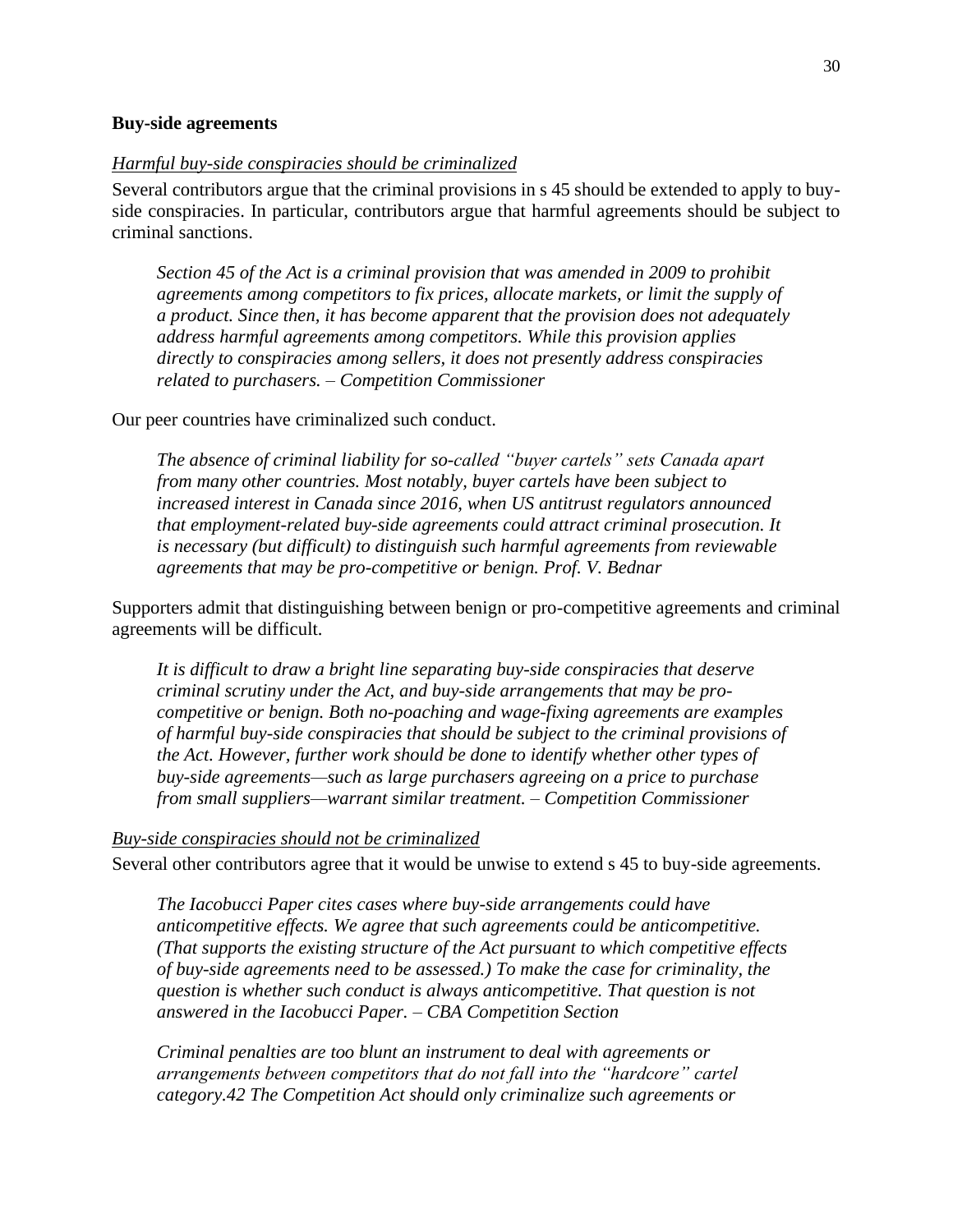**Buy-side agreements**

*Harmful buy-side conspiracies should be criminalized*

Several contributors argue that the criminal provisions in s 45 should be extended to apply to buy-side conspiracies. In particular, contributors argue that harmful agreements should be subject to criminal sanctions.

> *Section 45 of the Act is a criminal provision that was amended in 2009 to prohibit agreements among competitors to fix prices, allocate markets, or limit the supply of a product. Since then, it has become apparent that the provision does not adequately address harmful agreements among competitors. While this provision applies directly to conspiracies among sellers, it does not presently address conspiracies related to purchasers. – Competition Commissioner*

Our peer countries have criminalized such conduct.

> *The absence of criminal liability for so-called "buyer cartels" sets Canada apart from many other countries. Most notably, buyer cartels have been subject to increased interest in Canada since 2016, when US antitrust regulators announced that employment-related buy-side agreements could attract criminal prosecution. It is necessary (but difficult) to distinguish such harmful agreements from reviewable agreements that may be pro-competitive or benign. Prof. V. Bednar*

Supporters admit that distinguishing between benign or pro-competitive agreements and criminal agreements will be difficult.

> *It is difficult to draw a bright line separating buy-side conspiracies that deserve criminal scrutiny under the Act, and buy-side arrangements that may be pro-competitive or benign. Both no-poaching and wage-fixing agreements are examples of harmful buy-side conspiracies that should be subject to the criminal provisions of the Act. However, further work should be done to identify whether other types of buy-side agreements—such as large purchasers agreeing on a price to purchase from small suppliers—warrant similar treatment. – Competition Commissioner*

*Buy-side conspiracies should not be criminalized*

Several other contributors agree that it would be unwise to extend s 45 to buy-side agreements.

> *The Iacobucci Paper cites cases where buy-side arrangements could have anticompetitive effects. We agree that such agreements could be anticompetitive. (That supports the existing structure of the Act pursuant to which competitive effects of buy-side agreements need to be assessed.) To make the case for criminality, the question is whether such conduct is always anticompetitive. That question is not answered in the Iacobucci Paper. – CBA Competition Section*

> *Criminal penalties are too blunt an instrument to deal with agreements or arrangements between competitors that do not fall into the "hardcore" cartel category.42 The Competition Act should only criminalize such agreements or*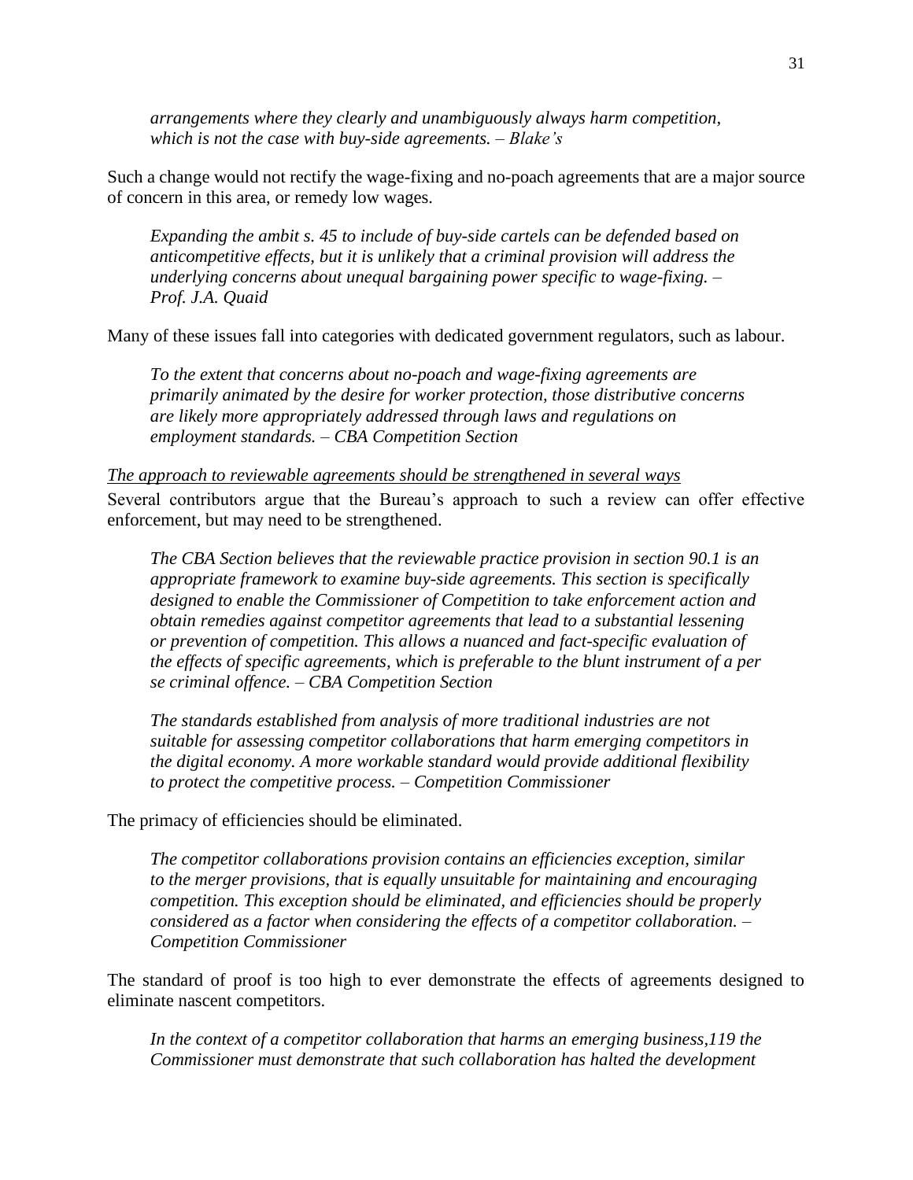*arrangements where they clearly and unambiguously always harm competition, which is not the case with buy-side agreements. – Blake's*

Such a change would not rectify the wage-fixing and no-poach agreements that are a major source of concern in this area, or remedy low wages.

> *Expanding the ambit s. 45 to include of buy-side cartels can be defended based on anticompetitive effects, but it is unlikely that a criminal provision will address the underlying concerns about unequal bargaining power specific to wage-fixing. – Prof. J.A. Quaid*

Many of these issues fall into categories with dedicated government regulators, such as labour.

> *To the extent that concerns about no-poach and wage-fixing agreements are primarily animated by the desire for worker protection, those distributive concerns are likely more appropriately addressed through laws and regulations on employment standards. – CBA Competition Section*

<u>*The approach to reviewable agreements should be strengthened in several ways*</u>

Several contributors argue that the Bureau's approach to such a review can offer effective enforcement, but may need to be strengthened.

> *The CBA Section believes that the reviewable practice provision in section 90.1 is an appropriate framework to examine buy-side agreements. This section is specifically designed to enable the Commissioner of Competition to take enforcement action and obtain remedies against competitor agreements that lead to a substantial lessening or prevention of competition. This allows a nuanced and fact-specific evaluation of the effects of specific agreements, which is preferable to the blunt instrument of a per se criminal offence. – CBA Competition Section*

> *The standards established from analysis of more traditional industries are not suitable for assessing competitor collaborations that harm emerging competitors in the digital economy. A more workable standard would provide additional flexibility to protect the competitive process. – Competition Commissioner*

The primacy of efficiencies should be eliminated.

> *The competitor collaborations provision contains an efficiencies exception, similar to the merger provisions, that is equally unsuitable for maintaining and encouraging competition. This exception should be eliminated, and efficiencies should be properly considered as a factor when considering the effects of a competitor collaboration. – Competition Commissioner*

The standard of proof is too high to ever demonstrate the effects of agreements designed to eliminate nascent competitors.

> *In the context of a competitor collaboration that harms an emerging business,*[119] *the Commissioner must demonstrate that such collaboration has halted the development*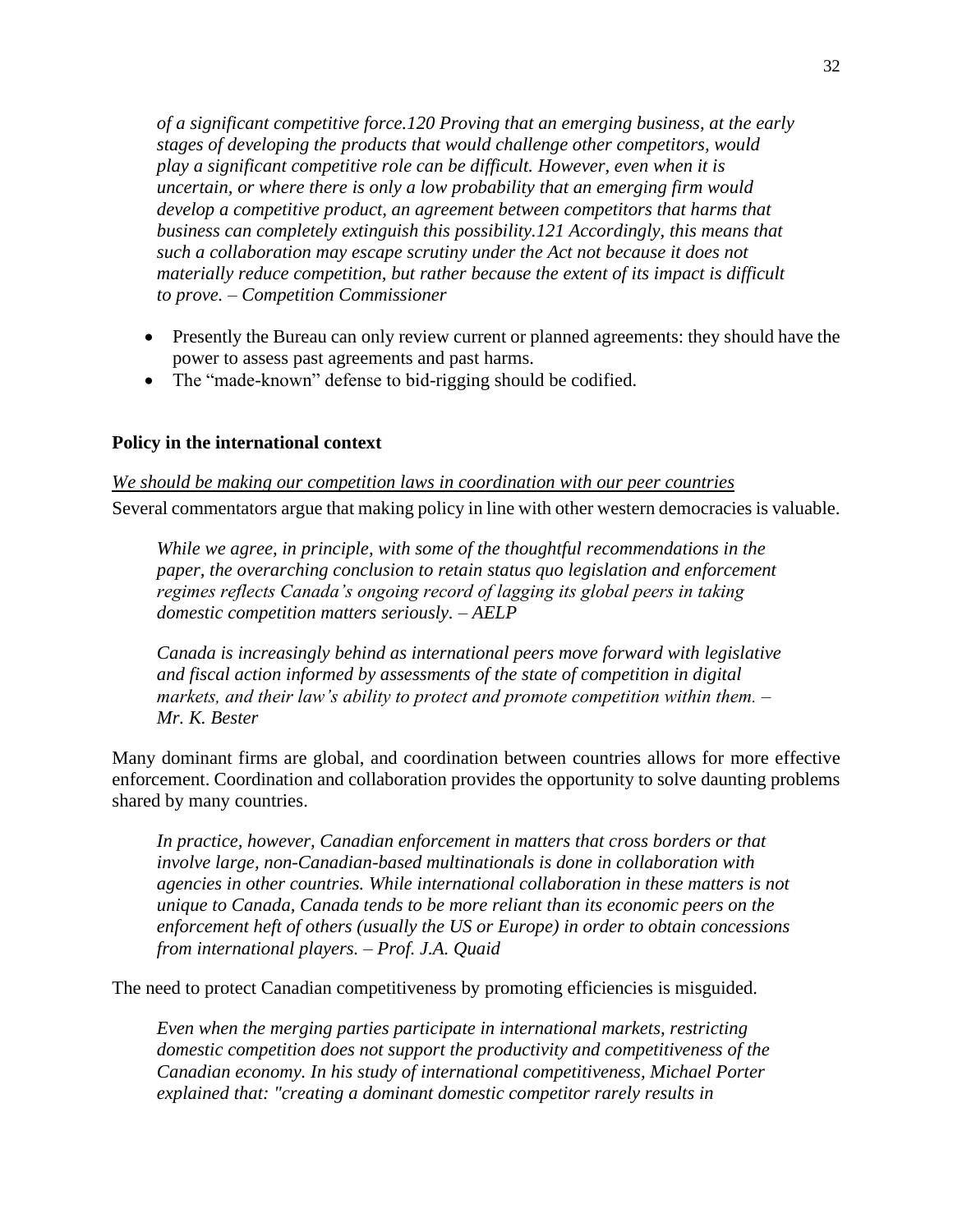*of a significant competitive force.120 Proving that an emerging business, at the early stages of developing the products that would challenge other competitors, would play a significant competitive role can be difficult. However, even when it is uncertain, or where there is only a low probability that an emerging firm would develop a competitive product, an agreement between competitors that harms that business can completely extinguish this possibility.121 Accordingly, this means that such a collaboration may escape scrutiny under the Act not because it does not materially reduce competition, but rather because the extent of its impact is difficult to prove. – Competition Commissioner*

- Presently the Bureau can only review current or planned agreements: they should have the power to assess past agreements and past harms.
- The "made-known" defense to bid-rigging should be codified.

**Policy in the international context**

*We should be making our competition laws in coordination with our peer countries*

Several commentators argue that making policy in line with other western democracies is valuable.

*While we agree, in principle, with some of the thoughtful recommendations in the paper, the overarching conclusion to retain status quo legislation and enforcement regimes reflects Canada's ongoing record of lagging its global peers in taking domestic competition matters seriously. – AELP*

*Canada is increasingly behind as international peers move forward with legislative and fiscal action informed by assessments of the state of competition in digital markets, and their law's ability to protect and promote competition within them. – Mr. K. Bester*

Many dominant firms are global, and coordination between countries allows for more effective enforcement. Coordination and collaboration provides the opportunity to solve daunting problems shared by many countries.

*In practice, however, Canadian enforcement in matters that cross borders or that involve large, non-Canadian-based multinationals is done in collaboration with agencies in other countries. While international collaboration in these matters is not unique to Canada, Canada tends to be more reliant than its economic peers on the enforcement heft of others (usually the US or Europe) in order to obtain concessions from international players. – Prof. J.A. Quaid*

The need to protect Canadian competitiveness by promoting efficiencies is misguided.

*Even when the merging parties participate in international markets, restricting domestic competition does not support the productivity and competitiveness of the Canadian economy. In his study of international competitiveness, Michael Porter explained that: "creating a dominant domestic competitor rarely results in*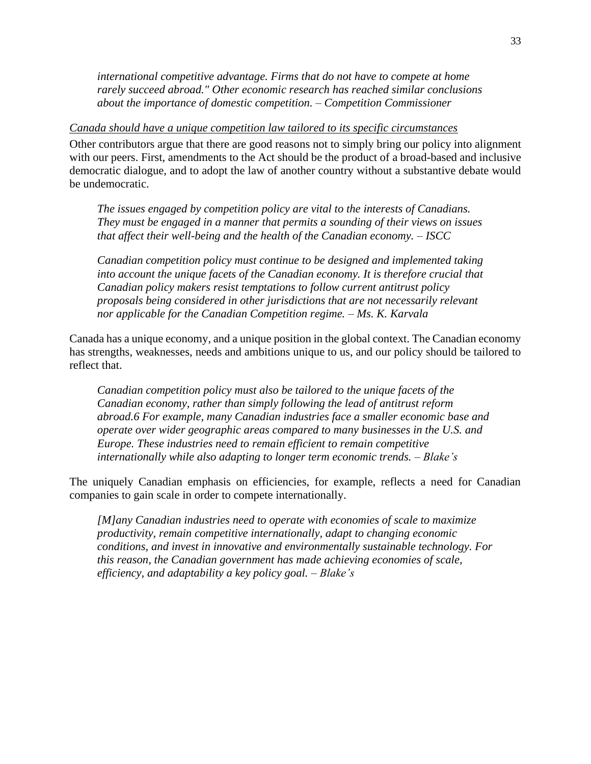> *international competitive advantage. Firms that do not have to compete at home rarely succeed abroad." Other economic research has reached similar conclusions about the importance of domestic competition. – Competition Commissioner*

<u>*Canada should have a unique competition law tailored to its specific circumstances*</u>

Other contributors argue that there are good reasons not to simply bring our policy into alignment with our peers. First, amendments to the Act should be the product of a broad-based and inclusive democratic dialogue, and to adopt the law of another country without a substantive debate would be undemocratic.

> *The issues engaged by competition policy are vital to the interests of Canadians. They must be engaged in a manner that permits a sounding of their views on issues that affect their well-being and the health of the Canadian economy. – ISCC*

> *Canadian competition policy must continue to be designed and implemented taking into account the unique facets of the Canadian economy. It is therefore crucial that Canadian policy makers resist temptations to follow current antitrust policy proposals being considered in other jurisdictions that are not necessarily relevant nor applicable for the Canadian Competition regime. – Ms. K. Karvala*

Canada has a unique economy, and a unique position in the global context. The Canadian economy has strengths, weaknesses, needs and ambitions unique to us, and our policy should be tailored to reflect that.

> *Canadian competition policy must also be tailored to the unique facets of the Canadian economy, rather than simply following the lead of antitrust reform abroad.6 For example, many Canadian industries face a smaller economic base and operate over wider geographic areas compared to many businesses in the U.S. and Europe. These industries need to remain efficient to remain competitive internationally while also adapting to longer term economic trends. – Blake's*

The uniquely Canadian emphasis on efficiencies, for example, reflects a need for Canadian companies to gain scale in order to compete internationally.

> *[M]any Canadian industries need to operate with economies of scale to maximize productivity, remain competitive internationally, adapt to changing economic conditions, and invest in innovative and environmentally sustainable technology. For this reason, the Canadian government has made achieving economies of scale, efficiency, and adaptability a key policy goal. – Blake's*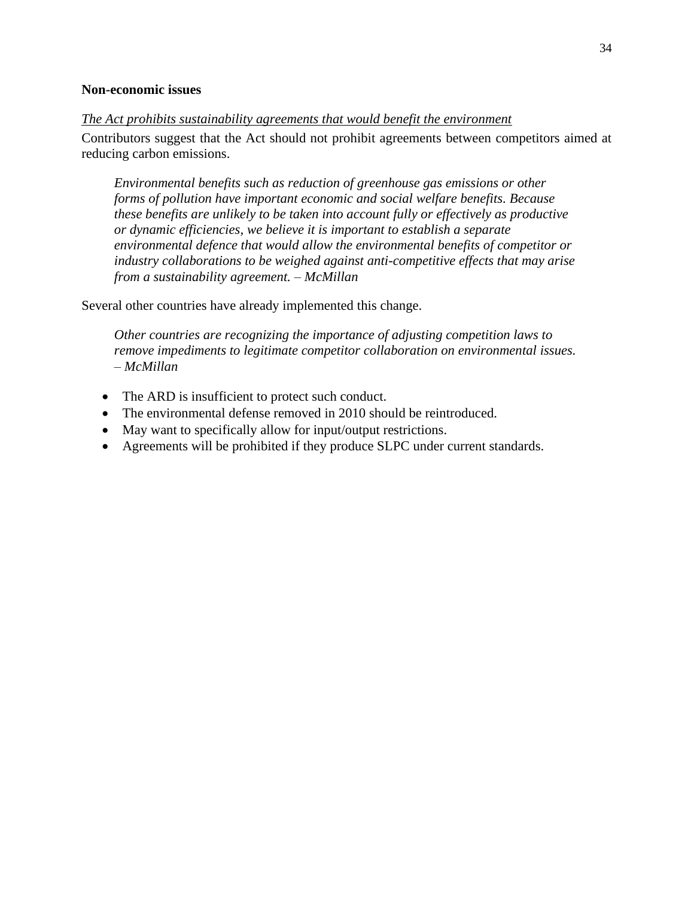**Non-economic issues**

*The Act prohibits sustainability agreements that would benefit the environment*

Contributors suggest that the Act should not prohibit agreements between competitors aimed at reducing carbon emissions.

> *Environmental benefits such as reduction of greenhouse gas emissions or other forms of pollution have important economic and social welfare benefits. Because these benefits are unlikely to be taken into account fully or effectively as productive or dynamic efficiencies, we believe it is important to establish a separate environmental defence that would allow the environmental benefits of competitor or industry collaborations to be weighed against anti-competitive effects that may arise from a sustainability agreement. – McMillan*

Several other countries have already implemented this change.

> *Other countries are recognizing the importance of adjusting competition laws to remove impediments to legitimate competitor collaboration on environmental issues. – McMillan*

- The ARD is insufficient to protect such conduct.
- The environmental defense removed in 2010 should be reintroduced.
- May want to specifically allow for input/output restrictions.
- Agreements will be prohibited if they produce SLPC under current standards.